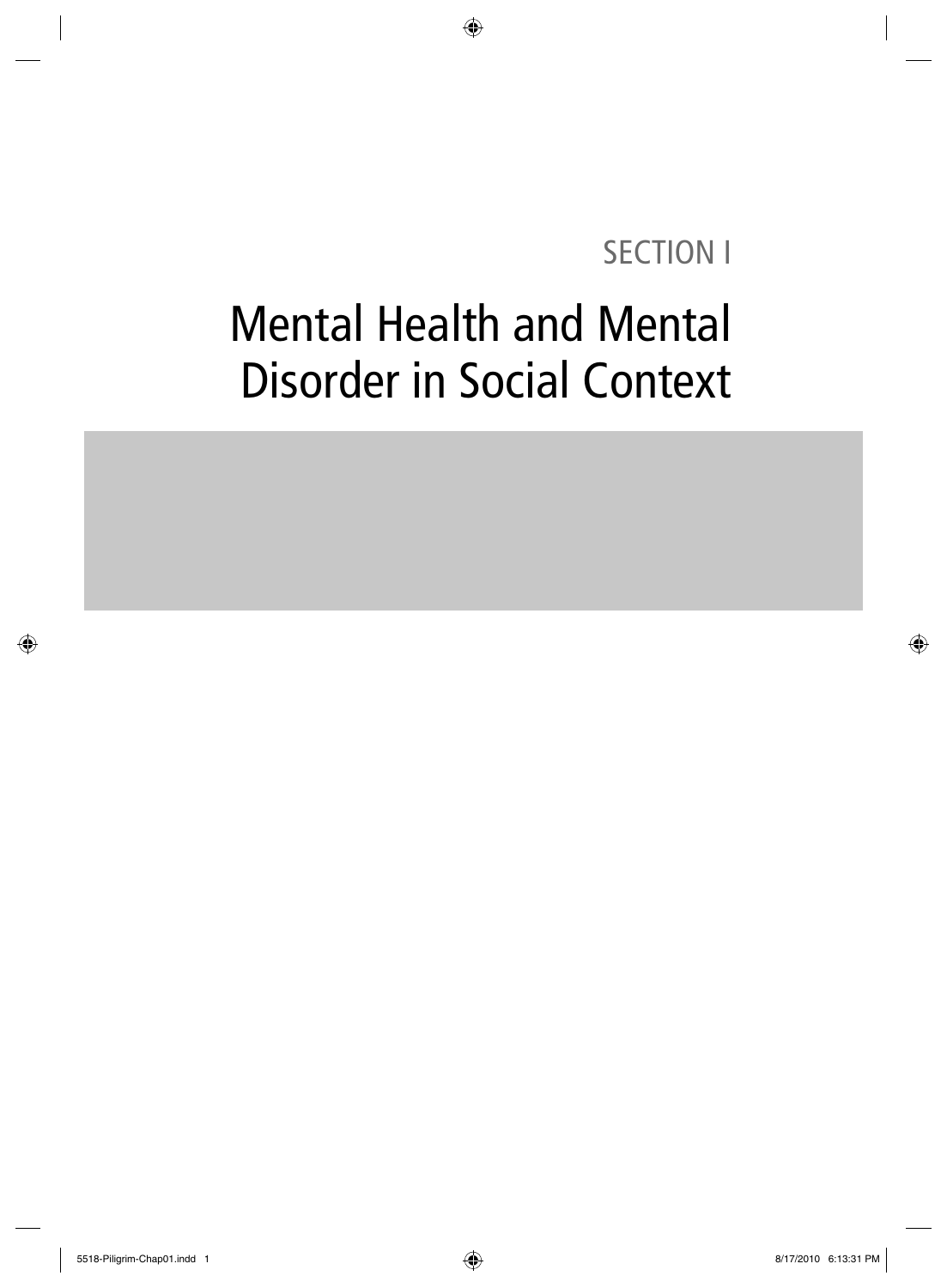SECTION I

# Mental Health and Mental Disorder in Social Context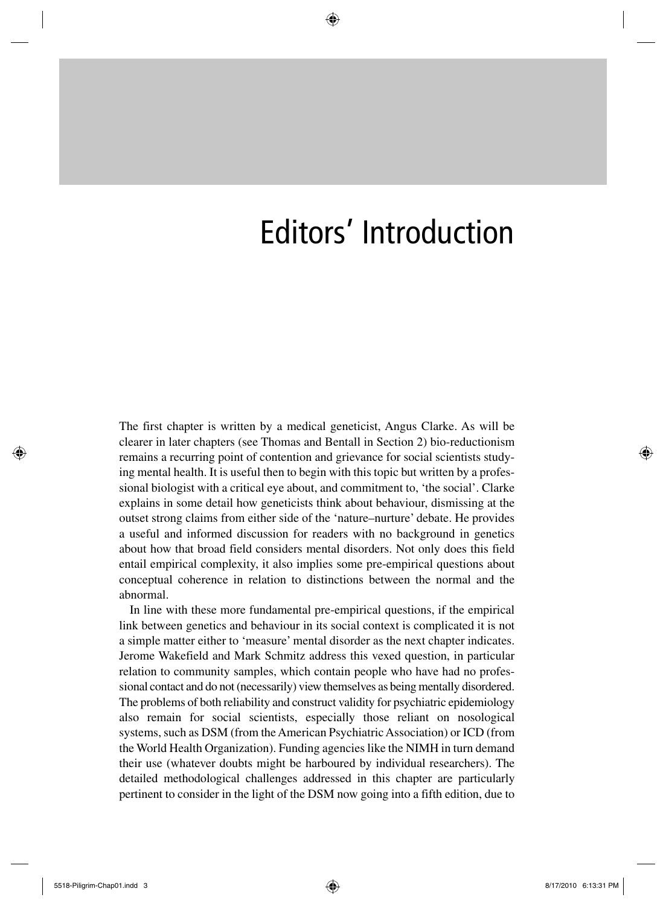# Editors' Introduction

The first chapter is written by a medical geneticist, Angus Clarke. As will be clearer in later chapters (see Thomas and Bentall in Section 2) bio-reductionism remains a recurring point of contention and grievance for social scientists studying mental health. It is useful then to begin with this topic but written by a professional biologist with a critical eye about, and commitment to, 'the social'. Clarke explains in some detail how geneticists think about behaviour, dismissing at the outset strong claims from either side of the 'nature–nurture' debate. He provides a useful and informed discussion for readers with no background in genetics about how that broad field considers mental disorders. Not only does this field entail empirical complexity, it also implies some pre-empirical questions about conceptual coherence in relation to distinctions between the normal and the abnormal.

In line with these more fundamental pre-empirical questions, if the empirical link between genetics and behaviour in its social context is complicated it is not a simple matter either to 'measure' mental disorder as the next chapter indicates. Jerome Wakefield and Mark Schmitz address this vexed question, in particular relation to community samples, which contain people who have had no professional contact and do not (necessarily) view themselves as being mentally disordered. The problems of both reliability and construct validity for psychiatric epidemiology also remain for social scientists, especially those reliant on nosological systems, such as DSM (from the American Psychiatric Association) or ICD (from the World Health Organization). Funding agencies like the NIMH in turn demand their use (whatever doubts might be harboured by individual researchers). The detailed methodological challenges addressed in this chapter are particularly pertinent to consider in the light of the DSM now going into a fifth edition, due to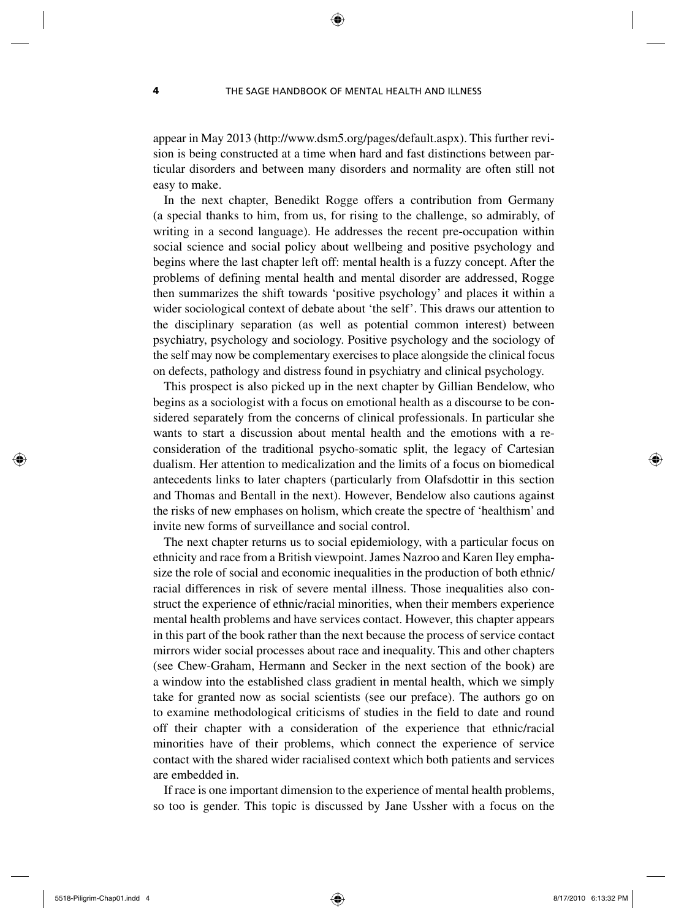appear in May 2013 (http://www.dsm5.org/pages/default.aspx). This further revision is being constructed at a time when hard and fast distinctions between particular disorders and between many disorders and normality are often still not easy to make.

In the next chapter, Benedikt Rogge offers a contribution from Germany (a special thanks to him, from us, for rising to the challenge, so admirably, of writing in a second language). He addresses the recent pre-occupation within social science and social policy about wellbeing and positive psychology and begins where the last chapter left off: mental health is a fuzzy concept. After the problems of defining mental health and mental disorder are addressed, Rogge then summarizes the shift towards 'positive psychology' and places it within a wider sociological context of debate about 'the self'. This draws our attention to the disciplinary separation (as well as potential common interest) between psychiatry, psychology and sociology. Positive psychology and the sociology of the self may now be complementary exercises to place alongside the clinical focus on defects, pathology and distress found in psychiatry and clinical psychology.

This prospect is also picked up in the next chapter by Gillian Bendelow, who begins as a sociologist with a focus on emotional health as a discourse to be considered separately from the concerns of clinical professionals. In particular she wants to start a discussion about mental health and the emotions with a reconsideration of the traditional psycho-somatic split, the legacy of Cartesian dualism. Her attention to medicalization and the limits of a focus on biomedical antecedents links to later chapters (particularly from Olafsdottir in this section and Thomas and Bentall in the next). However, Bendelow also cautions against the risks of new emphases on holism, which create the spectre of 'healthism' and invite new forms of surveillance and social control.

The next chapter returns us to social epidemiology, with a particular focus on ethnicity and race from a British viewpoint. James Nazroo and Karen Iley emphasize the role of social and economic inequalities in the production of both ethnic/racial differences in risk of severe mental illness. Those inequalities also construct the experience of ethnic/racial minorities, when their members experience mental health problems and have services contact. However, this chapter appears in this part of the book rather than the next because the process of service contact mirrors wider social processes about race and inequality. This and other chapters (see Chew-Graham, Hermann and Secker in the next section of the book) are a window into the established class gradient in mental health, which we simply take for granted now as social scientists (see our preface). The authors go on to examine methodological criticisms of studies in the field to date and round off their chapter with a consideration of the experience that ethnic/racial minorities have of their problems, which connect the experience of service contact with the shared wider racialised context which both patients and services are embedded in.

If race is one important dimension to the experience of mental health problems, so too is gender. This topic is discussed by Jane Ussher with a focus on the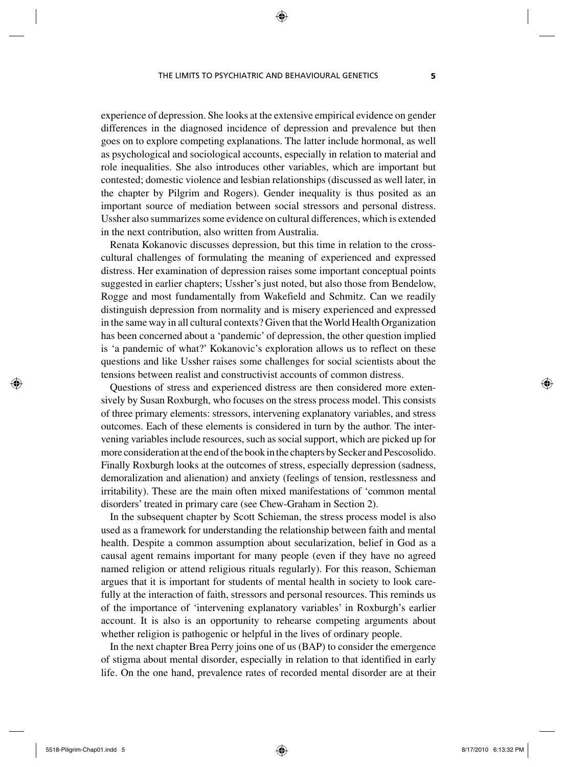experience of depression. She looks at the extensive empirical evidence on gender differences in the diagnosed incidence of depression and prevalence but then goes on to explore competing explanations. The latter include hormonal, as well as psychological and sociological accounts, especially in relation to material and role inequalities. She also introduces other variables, which are important but contested; domestic violence and lesbian relationships (discussed as well later, in the chapter by Pilgrim and Rogers). Gender inequality is thus posited as an important source of mediation between social stressors and personal distress. Ussher also summarizes some evidence on cultural differences, which is extended in the next contribution, also written from Australia.

Renata Kokanovic discusses depression, but this time in relation to the cross-cultural challenges of formulating the meaning of experienced and expressed distress. Her examination of depression raises some important conceptual points suggested in earlier chapters; Ussher's just noted, but also those from Bendelow, Rogge and most fundamentally from Wakefield and Schmitz. Can we readily distinguish depression from normality and is misery experienced and expressed in the same way in all cultural contexts? Given that the World Health Organization has been concerned about a 'pandemic' of depression, the other question implied is 'a pandemic of what?' Kokanovic's exploration allows us to reflect on these questions and like Ussher raises some challenges for social scientists about the tensions between realist and constructivist accounts of common distress.

Questions of stress and experienced distress are then considered more extensively by Susan Roxburgh, who focuses on the stress process model. This consists of three primary elements: stressors, intervening explanatory variables, and stress outcomes. Each of these elements is considered in turn by the author. The intervening variables include resources, such as social support, which are picked up for more consideration at the end of the book in the chapters by Secker and Pescosolido. Finally Roxburgh looks at the outcomes of stress, especially depression (sadness, demoralization and alienation) and anxiety (feelings of tension, restlessness and irritability). These are the main often mixed manifestations of 'common mental disorders' treated in primary care (see Chew-Graham in Section 2).

In the subsequent chapter by Scott Schieman, the stress process model is also used as a framework for understanding the relationship between faith and mental health. Despite a common assumption about secularization, belief in God as a causal agent remains important for many people (even if they have no agreed named religion or attend religious rituals regularly). For this reason, Schieman argues that it is important for students of mental health in society to look carefully at the interaction of faith, stressors and personal resources. This reminds us of the importance of 'intervening explanatory variables' in Roxburgh's earlier account. It is also is an opportunity to rehearse competing arguments about whether religion is pathogenic or helpful in the lives of ordinary people.

In the next chapter Brea Perry joins one of us (BAP) to consider the emergence of stigma about mental disorder, especially in relation to that identified in early life. On the one hand, prevalence rates of recorded mental disorder are at their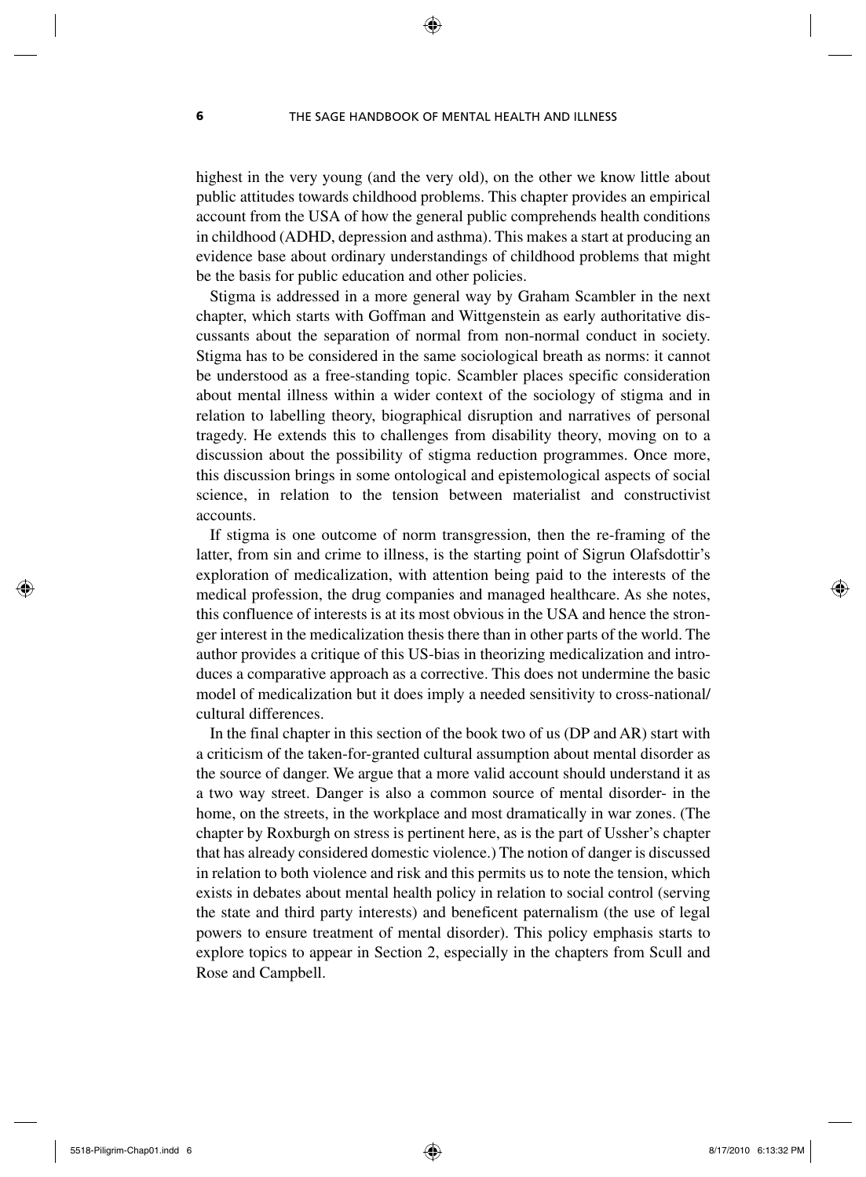highest in the very young (and the very old), on the other we know little about public attitudes towards childhood problems. This chapter provides an empirical account from the USA of how the general public comprehends health conditions in childhood (ADHD, depression and asthma). This makes a start at producing an evidence base about ordinary understandings of childhood problems that might be the basis for public education and other policies.

Stigma is addressed in a more general way by Graham Scambler in the next chapter, which starts with Goffman and Wittgenstein as early authoritative discussants about the separation of normal from non-normal conduct in society. Stigma has to be considered in the same sociological breath as norms: it cannot be understood as a free-standing topic. Scambler places specific consideration about mental illness within a wider context of the sociology of stigma and in relation to labelling theory, biographical disruption and narratives of personal tragedy. He extends this to challenges from disability theory, moving on to a discussion about the possibility of stigma reduction programmes. Once more, this discussion brings in some ontological and epistemological aspects of social science, in relation to the tension between materialist and constructivist accounts.

If stigma is one outcome of norm transgression, then the re-framing of the latter, from sin and crime to illness, is the starting point of Sigrun Olafsdottir's exploration of medicalization, with attention being paid to the interests of the medical profession, the drug companies and managed healthcare. As she notes, this confluence of interests is at its most obvious in the USA and hence the stronger interest in the medicalization thesis there than in other parts of the world. The author provides a critique of this US-bias in theorizing medicalization and introduces a comparative approach as a corrective. This does not undermine the basic model of medicalization but it does imply a needed sensitivity to cross-national/cultural differences.

In the final chapter in this section of the book two of us (DP and AR) start with a criticism of the taken-for-granted cultural assumption about mental disorder as the source of danger. We argue that a more valid account should understand it as a two way street. Danger is also a common source of mental disorder- in the home, on the streets, in the workplace and most dramatically in war zones. (The chapter by Roxburgh on stress is pertinent here, as is the part of Ussher's chapter that has already considered domestic violence.) The notion of danger is discussed in relation to both violence and risk and this permits us to note the tension, which exists in debates about mental health policy in relation to social control (serving the state and third party interests) and beneficent paternalism (the use of legal powers to ensure treatment of mental disorder). This policy emphasis starts to explore topics to appear in Section 2, especially in the chapters from Scull and Rose and Campbell.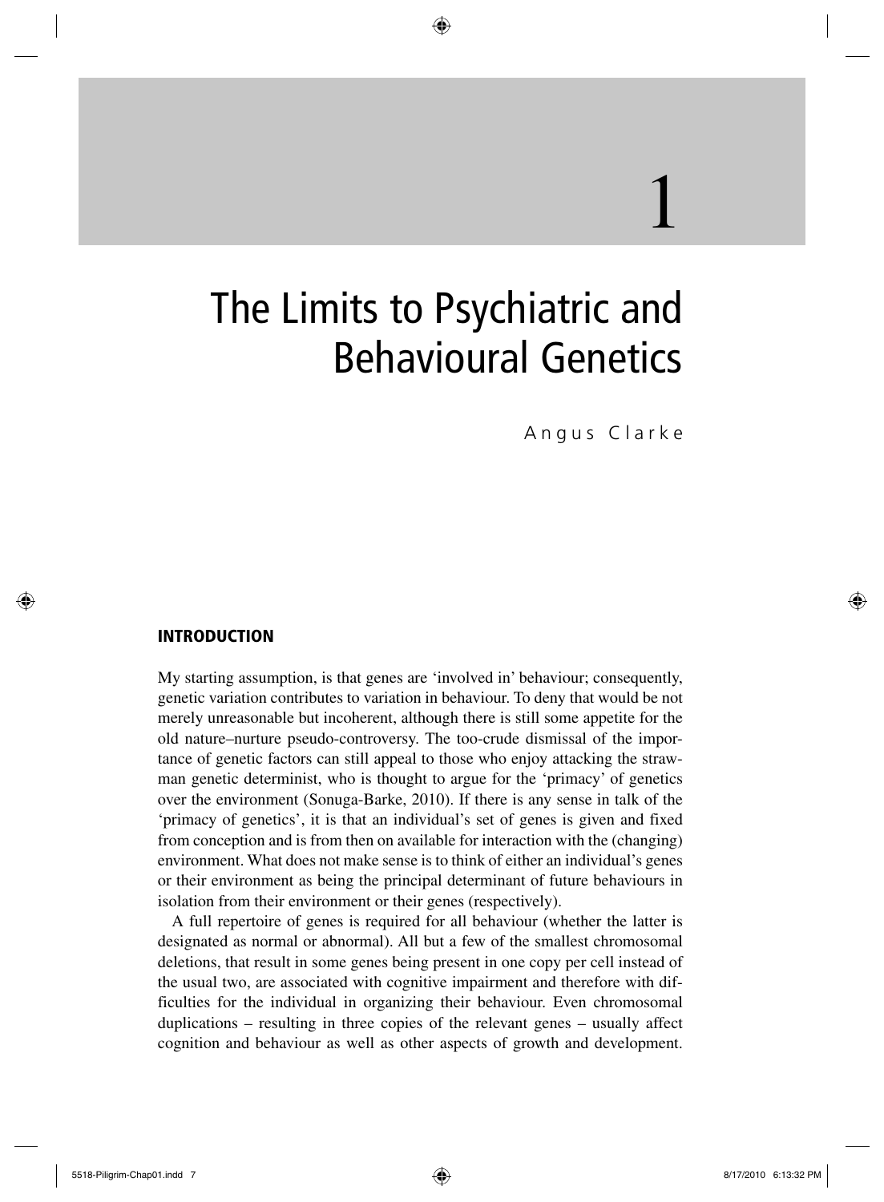# 1

# The Limits to Psychiatric and Behavioural Genetics

Angus Clarke

## INTRODUCTION

My starting assumption, is that genes are 'involved in' behaviour; consequently, genetic variation contributes to variation in behaviour. To deny that would be not merely unreasonable but incoherent, although there is still some appetite for the old nature–nurture pseudo-controversy. The too-crude dismissal of the importance of genetic factors can still appeal to those who enjoy attacking the strawman genetic determinist, who is thought to argue for the 'primacy' of genetics over the environment (Sonuga-Barke, 2010). If there is any sense in talk of the 'primacy of genetics', it is that an individual's set of genes is given and fixed from conception and is from then on available for interaction with the (changing) environment. What does not make sense is to think of either an individual's genes or their environment as being the principal determinant of future behaviours in isolation from their environment or their genes (respectively).

A full repertoire of genes is required for all behaviour (whether the latter is designated as normal or abnormal). All but a few of the smallest chromosomal deletions, that result in some genes being present in one copy per cell instead of the usual two, are associated with cognitive impairment and therefore with difficulties for the individual in organizing their behaviour. Even chromosomal duplications – resulting in three copies of the relevant genes – usually affect cognition and behaviour as well as other aspects of growth and development.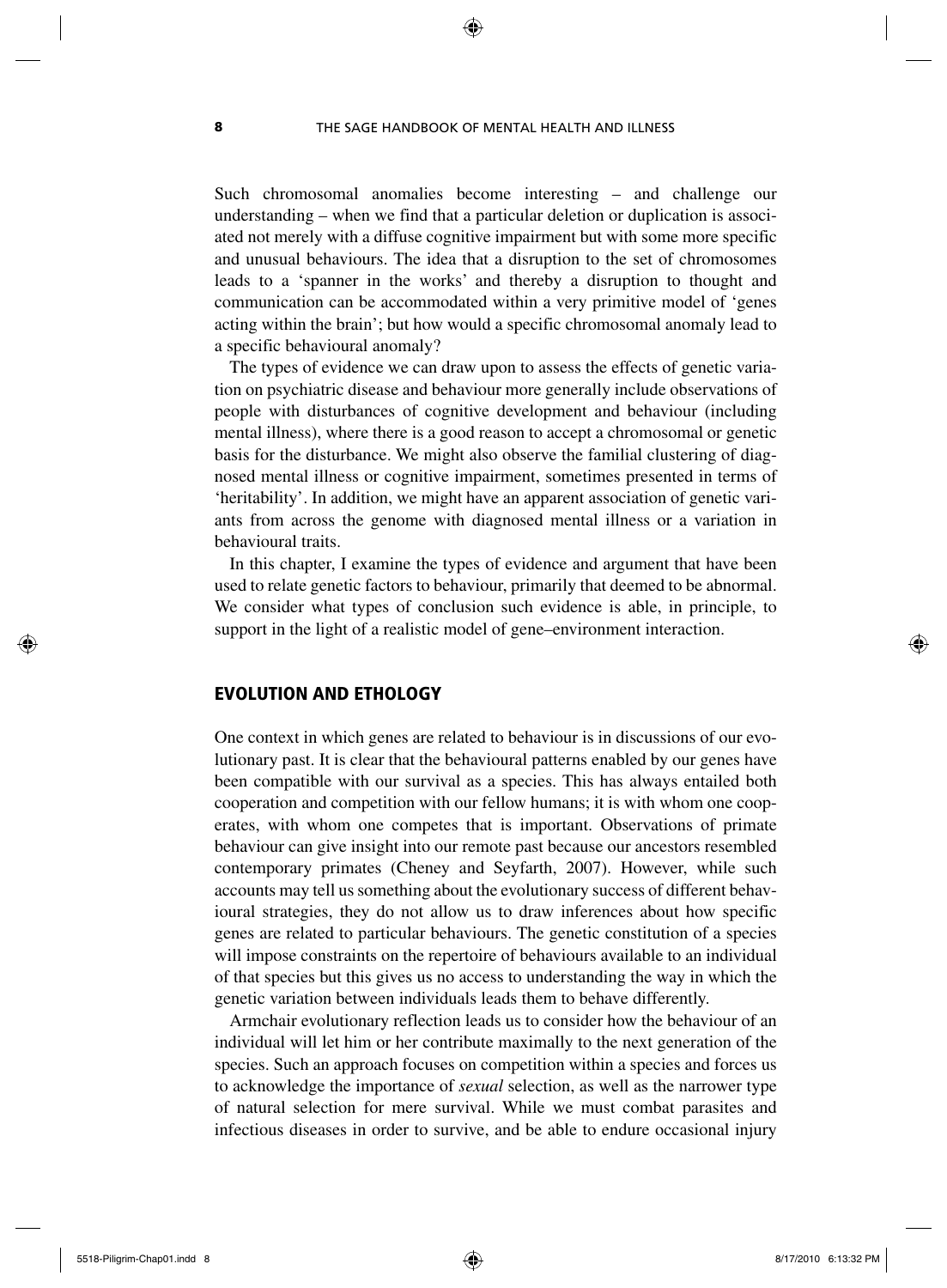Such chromosomal anomalies become interesting – and challenge our understanding – when we find that a particular deletion or duplication is associated not merely with a diffuse cognitive impairment but with some more specific and unusual behaviours. The idea that a disruption to the set of chromosomes leads to a 'spanner in the works' and thereby a disruption to thought and communication can be accommodated within a very primitive model of 'genes acting within the brain'; but how would a specific chromosomal anomaly lead to a specific behavioural anomaly?

The types of evidence we can draw upon to assess the effects of genetic variation on psychiatric disease and behaviour more generally include observations of people with disturbances of cognitive development and behaviour (including mental illness), where there is a good reason to accept a chromosomal or genetic basis for the disturbance. We might also observe the familial clustering of diagnosed mental illness or cognitive impairment, sometimes presented in terms of 'heritability'. In addition, we might have an apparent association of genetic variants from across the genome with diagnosed mental illness or a variation in behavioural traits.

In this chapter, I examine the types of evidence and argument that have been used to relate genetic factors to behaviour, primarily that deemed to be abnormal. We consider what types of conclusion such evidence is able, in principle, to support in the light of a realistic model of gene–environment interaction.

## EVOLUTION AND ETHOLOGY

One context in which genes are related to behaviour is in discussions of our evolutionary past. It is clear that the behavioural patterns enabled by our genes have been compatible with our survival as a species. This has always entailed both cooperation and competition with our fellow humans; it is with whom one cooperates, with whom one competes that is important. Observations of primate behaviour can give insight into our remote past because our ancestors resembled contemporary primates (Cheney and Seyfarth, 2007). However, while such accounts may tell us something about the evolutionary success of different behavioural strategies, they do not allow us to draw inferences about how specific genes are related to particular behaviours. The genetic constitution of a species will impose constraints on the repertoire of behaviours available to an individual of that species but this gives us no access to understanding the way in which the genetic variation between individuals leads them to behave differently.

Armchair evolutionary reflection leads us to consider how the behaviour of an individual will let him or her contribute maximally to the next generation of the species. Such an approach focuses on competition within a species and forces us to acknowledge the importance of *sexual* selection, as well as the narrower type of natural selection for mere survival. While we must combat parasites and infectious diseases in order to survive, and be able to endure occasional injury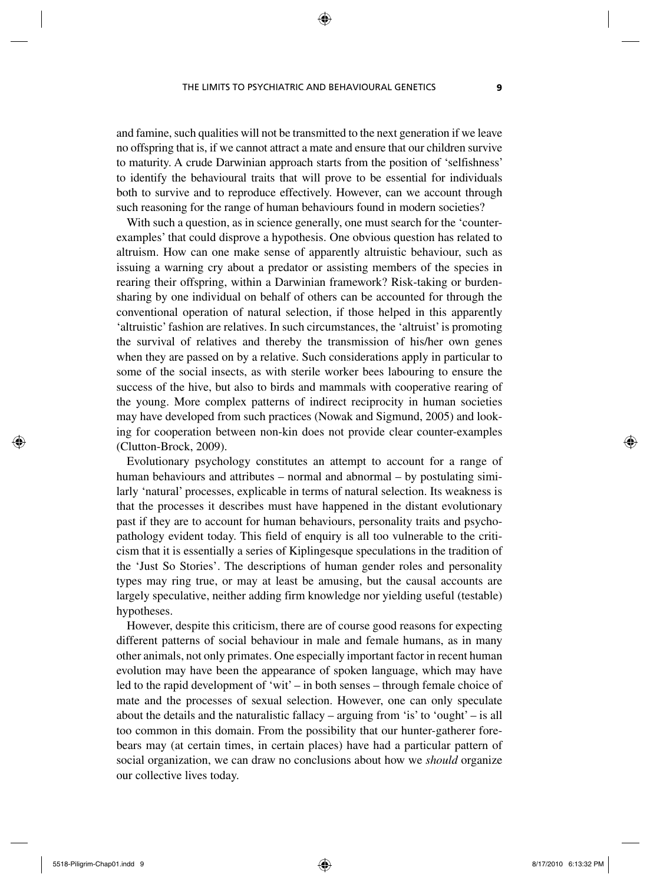and famine, such qualities will not be transmitted to the next generation if we leave no offspring that is, if we cannot attract a mate and ensure that our children survive to maturity. A crude Darwinian approach starts from the position of 'selfishness' to identify the behavioural traits that will prove to be essential for individuals both to survive and to reproduce effectively. However, can we account through such reasoning for the range of human behaviours found in modern societies?

With such a question, as in science generally, one must search for the 'counter-examples' that could disprove a hypothesis. One obvious question has related to altruism. How can one make sense of apparently altruistic behaviour, such as issuing a warning cry about a predator or assisting members of the species in rearing their offspring, within a Darwinian framework? Risk-taking or burden-sharing by one individual on behalf of others can be accounted for through the conventional operation of natural selection, if those helped in this apparently 'altruistic' fashion are relatives. In such circumstances, the 'altruist' is promoting the survival of relatives and thereby the transmission of his/her own genes when they are passed on by a relative. Such considerations apply in particular to some of the social insects, as with sterile worker bees labouring to ensure the success of the hive, but also to birds and mammals with cooperative rearing of the young. More complex patterns of indirect reciprocity in human societies may have developed from such practices (Nowak and Sigmund, 2005) and looking for cooperation between non-kin does not provide clear counter-examples (Clutton-Brock, 2009).

Evolutionary psychology constitutes an attempt to account for a range of human behaviours and attributes – normal and abnormal – by postulating similarly 'natural' processes, explicable in terms of natural selection. Its weakness is that the processes it describes must have happened in the distant evolutionary past if they are to account for human behaviours, personality traits and psychopathology evident today. This field of enquiry is all too vulnerable to the criticism that it is essentially a series of Kiplingesque speculations in the tradition of the 'Just So Stories'. The descriptions of human gender roles and personality types may ring true, or may at least be amusing, but the causal accounts are largely speculative, neither adding firm knowledge nor yielding useful (testable) hypotheses.

However, despite this criticism, there are of course good reasons for expecting different patterns of social behaviour in male and female humans, as in many other animals, not only primates. One especially important factor in recent human evolution may have been the appearance of spoken language, which may have led to the rapid development of 'wit' – in both senses – through female choice of mate and the processes of sexual selection. However, one can only speculate about the details and the naturalistic fallacy – arguing from 'is' to 'ought' – is all too common in this domain. From the possibility that our hunter-gatherer forebears may (at certain times, in certain places) have had a particular pattern of social organization, we can draw no conclusions about how we *should* organize our collective lives today.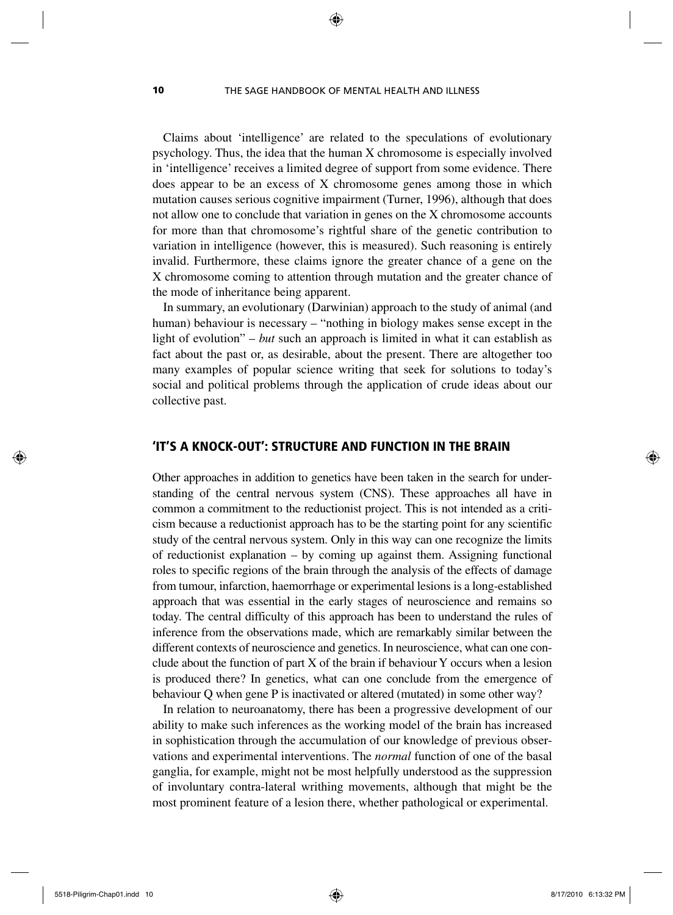Claims about 'intelligence' are related to the speculations of evolutionary psychology. Thus, the idea that the human X chromosome is especially involved in 'intelligence' receives a limited degree of support from some evidence. There does appear to be an excess of X chromosome genes among those in which mutation causes serious cognitive impairment (Turner, 1996), although that does not allow one to conclude that variation in genes on the X chromosome accounts for more than that chromosome's rightful share of the genetic contribution to variation in intelligence (however, this is measured). Such reasoning is entirely invalid. Furthermore, these claims ignore the greater chance of a gene on the X chromosome coming to attention through mutation and the greater chance of the mode of inheritance being apparent.

In summary, an evolutionary (Darwinian) approach to the study of animal (and human) behaviour is necessary – "nothing in biology makes sense except in the light of evolution" – *but* such an approach is limited in what it can establish as fact about the past or, as desirable, about the present. There are altogether too many examples of popular science writing that seek for solutions to today's social and political problems through the application of crude ideas about our collective past.

## 'IT'S A KNOCK-OUT': STRUCTURE AND FUNCTION IN THE BRAIN

Other approaches in addition to genetics have been taken in the search for understanding of the central nervous system (CNS). These approaches all have in common a commitment to the reductionist project. This is not intended as a criticism because a reductionist approach has to be the starting point for any scientific study of the central nervous system. Only in this way can one recognize the limits of reductionist explanation – by coming up against them. Assigning functional roles to specific regions of the brain through the analysis of the effects of damage from tumour, infarction, haemorrhage or experimental lesions is a long-established approach that was essential in the early stages of neuroscience and remains so today. The central difficulty of this approach has been to understand the rules of inference from the observations made, which are remarkably similar between the different contexts of neuroscience and genetics. In neuroscience, what can one conclude about the function of part X of the brain if behaviour Y occurs when a lesion is produced there? In genetics, what can one conclude from the emergence of behaviour Q when gene P is inactivated or altered (mutated) in some other way?

In relation to neuroanatomy, there has been a progressive development of our ability to make such inferences as the working model of the brain has increased in sophistication through the accumulation of our knowledge of previous observations and experimental interventions. The *normal* function of one of the basal ganglia, for example, might not be most helpfully understood as the suppression of involuntary contra-lateral writhing movements, although that might be the most prominent feature of a lesion there, whether pathological or experimental.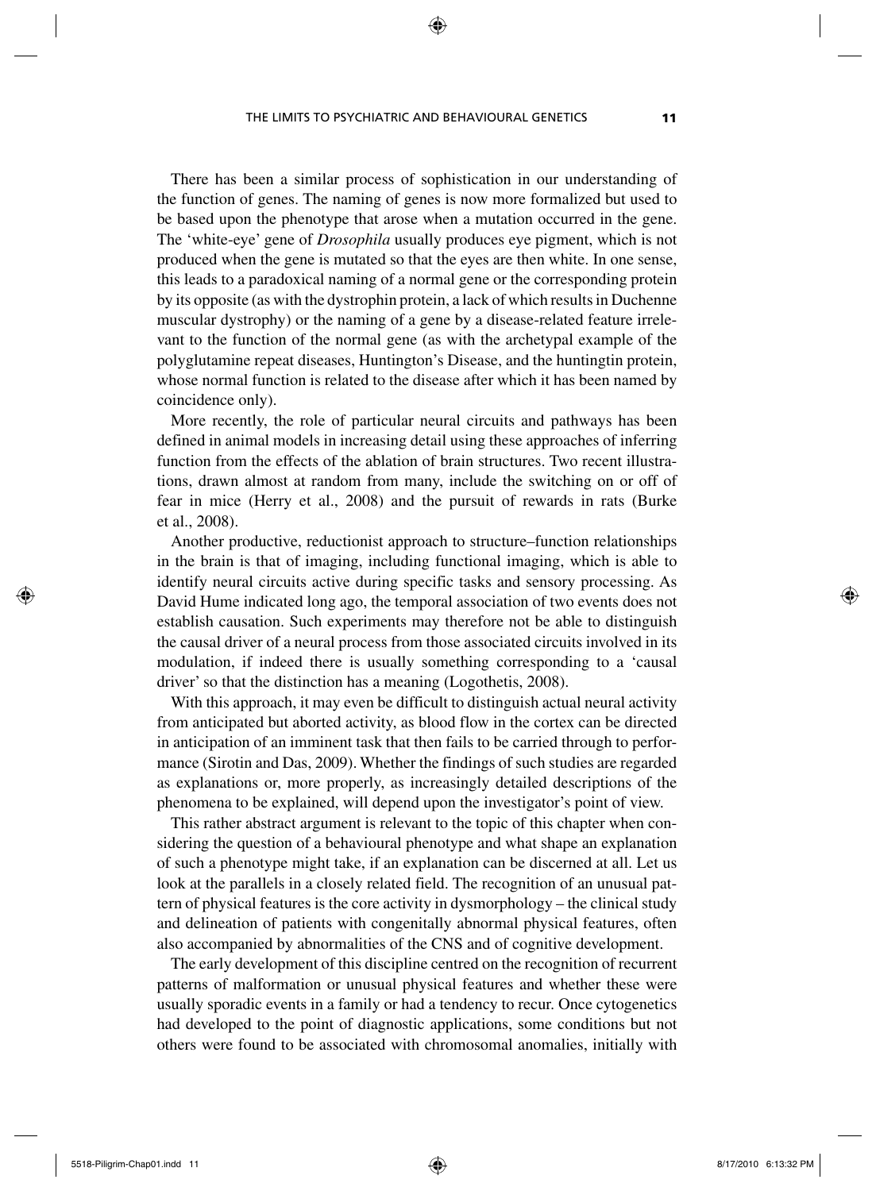There has been a similar process of sophistication in our understanding of the function of genes. The naming of genes is now more formalized but used to be based upon the phenotype that arose when a mutation occurred in the gene. The 'white-eye' gene of *Drosophila* usually produces eye pigment, which is not produced when the gene is mutated so that the eyes are then white. In one sense, this leads to a paradoxical naming of a normal gene or the corresponding protein by its opposite (as with the dystrophin protein, a lack of which results in Duchenne muscular dystrophy) or the naming of a gene by a disease-related feature irrelevant to the function of the normal gene (as with the archetypal example of the polyglutamine repeat diseases, Huntington's Disease, and the huntingtin protein, whose normal function is related to the disease after which it has been named by coincidence only).

More recently, the role of particular neural circuits and pathways has been defined in animal models in increasing detail using these approaches of inferring function from the effects of the ablation of brain structures. Two recent illustrations, drawn almost at random from many, include the switching on or off of fear in mice (Herry et al., 2008) and the pursuit of rewards in rats (Burke et al., 2008).

Another productive, reductionist approach to structure–function relationships in the brain is that of imaging, including functional imaging, which is able to identify neural circuits active during specific tasks and sensory processing. As David Hume indicated long ago, the temporal association of two events does not establish causation. Such experiments may therefore not be able to distinguish the causal driver of a neural process from those associated circuits involved in its modulation, if indeed there is usually something corresponding to a 'causal driver' so that the distinction has a meaning (Logothetis, 2008).

With this approach, it may even be difficult to distinguish actual neural activity from anticipated but aborted activity, as blood flow in the cortex can be directed in anticipation of an imminent task that then fails to be carried through to performance (Sirotin and Das, 2009). Whether the findings of such studies are regarded as explanations or, more properly, as increasingly detailed descriptions of the phenomena to be explained, will depend upon the investigator's point of view.

This rather abstract argument is relevant to the topic of this chapter when considering the question of a behavioural phenotype and what shape an explanation of such a phenotype might take, if an explanation can be discerned at all. Let us look at the parallels in a closely related field. The recognition of an unusual pattern of physical features is the core activity in dysmorphology – the clinical study and delineation of patients with congenitally abnormal physical features, often also accompanied by abnormalities of the CNS and of cognitive development.

The early development of this discipline centred on the recognition of recurrent patterns of malformation or unusual physical features and whether these were usually sporadic events in a family or had a tendency to recur. Once cytogenetics had developed to the point of diagnostic applications, some conditions but not others were found to be associated with chromosomal anomalies, initially with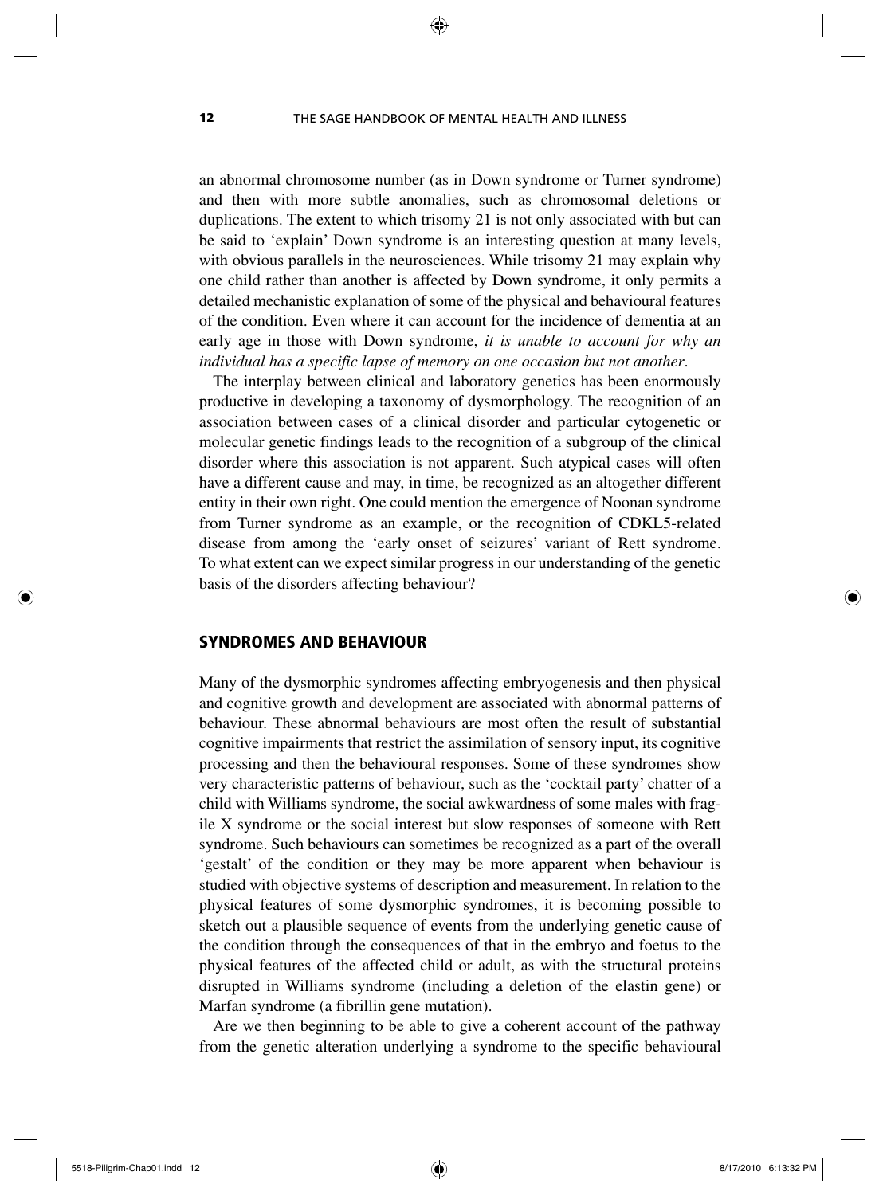an abnormal chromosome number (as in Down syndrome or Turner syndrome) and then with more subtle anomalies, such as chromosomal deletions or duplications. The extent to which trisomy 21 is not only associated with but can be said to 'explain' Down syndrome is an interesting question at many levels, with obvious parallels in the neurosciences. While trisomy 21 may explain why one child rather than another is affected by Down syndrome, it only permits a detailed mechanistic explanation of some of the physical and behavioural features of the condition. Even where it can account for the incidence of dementia at an early age in those with Down syndrome, *it is unable to account for why an individual has a specific lapse of memory on one occasion but not another*.

The interplay between clinical and laboratory genetics has been enormously productive in developing a taxonomy of dysmorphology. The recognition of an association between cases of a clinical disorder and particular cytogenetic or molecular genetic findings leads to the recognition of a subgroup of the clinical disorder where this association is not apparent. Such atypical cases will often have a different cause and may, in time, be recognized as an altogether different entity in their own right. One could mention the emergence of Noonan syndrome from Turner syndrome as an example, or the recognition of CDKL5-related disease from among the 'early onset of seizures' variant of Rett syndrome. To what extent can we expect similar progress in our understanding of the genetic basis of the disorders affecting behaviour?

## SYNDROMES AND BEHAVIOUR

Many of the dysmorphic syndromes affecting embryogenesis and then physical and cognitive growth and development are associated with abnormal patterns of behaviour. These abnormal behaviours are most often the result of substantial cognitive impairments that restrict the assimilation of sensory input, its cognitive processing and then the behavioural responses. Some of these syndromes show very characteristic patterns of behaviour, such as the 'cocktail party' chatter of a child with Williams syndrome, the social awkwardness of some males with fragile X syndrome or the social interest but slow responses of someone with Rett syndrome. Such behaviours can sometimes be recognized as a part of the overall 'gestalt' of the condition or they may be more apparent when behaviour is studied with objective systems of description and measurement. In relation to the physical features of some dysmorphic syndromes, it is becoming possible to sketch out a plausible sequence of events from the underlying genetic cause of the condition through the consequences of that in the embryo and foetus to the physical features of the affected child or adult, as with the structural proteins disrupted in Williams syndrome (including a deletion of the elastin gene) or Marfan syndrome (a fibrillin gene mutation).

Are we then beginning to be able to give a coherent account of the pathway from the genetic alteration underlying a syndrome to the specific behavioural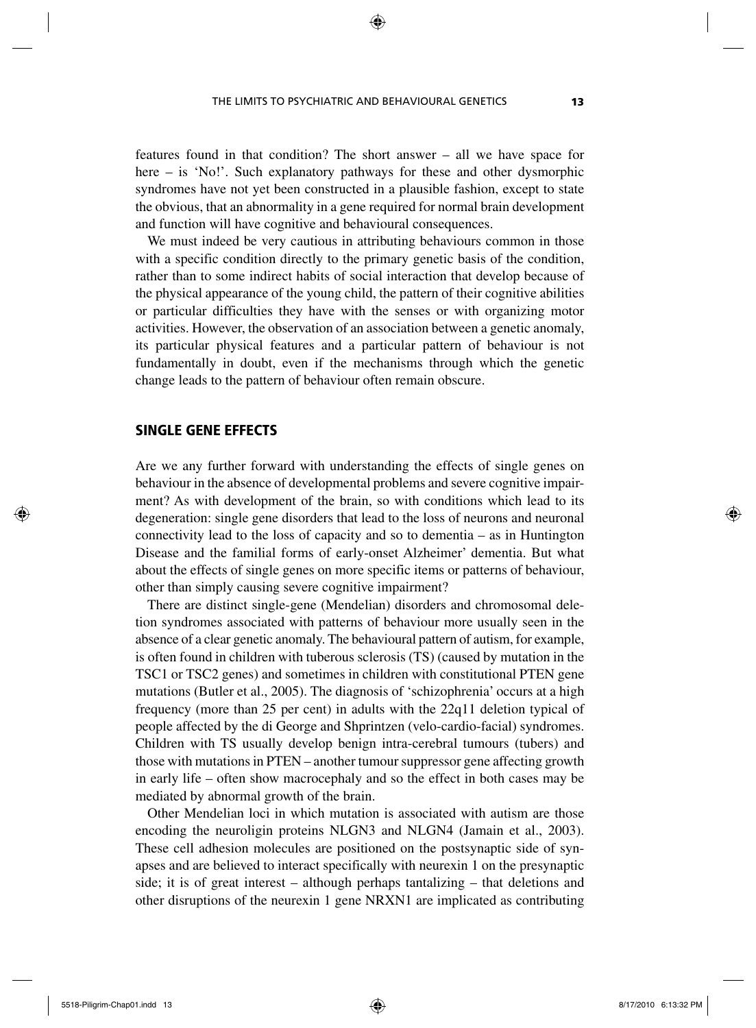features found in that condition? The short answer – all we have space for here – is 'No!'. Such explanatory pathways for these and other dysmorphic syndromes have not yet been constructed in a plausible fashion, except to state the obvious, that an abnormality in a gene required for normal brain development and function will have cognitive and behavioural consequences.

We must indeed be very cautious in attributing behaviours common in those with a specific condition directly to the primary genetic basis of the condition, rather than to some indirect habits of social interaction that develop because of the physical appearance of the young child, the pattern of their cognitive abilities or particular difficulties they have with the senses or with organizing motor activities. However, the observation of an association between a genetic anomaly, its particular physical features and a particular pattern of behaviour is not fundamentally in doubt, even if the mechanisms through which the genetic change leads to the pattern of behaviour often remain obscure.

## SINGLE GENE EFFECTS

Are we any further forward with understanding the effects of single genes on behaviour in the absence of developmental problems and severe cognitive impairment? As with development of the brain, so with conditions which lead to its degeneration: single gene disorders that lead to the loss of neurons and neuronal connectivity lead to the loss of capacity and so to dementia – as in Huntington Disease and the familial forms of early-onset Alzheimer' dementia. But what about the effects of single genes on more specific items or patterns of behaviour, other than simply causing severe cognitive impairment?

There are distinct single-gene (Mendelian) disorders and chromosomal deletion syndromes associated with patterns of behaviour more usually seen in the absence of a clear genetic anomaly. The behavioural pattern of autism, for example, is often found in children with tuberous sclerosis (TS) (caused by mutation in the TSC1 or TSC2 genes) and sometimes in children with constitutional PTEN gene mutations (Butler et al., 2005). The diagnosis of 'schizophrenia' occurs at a high frequency (more than 25 per cent) in adults with the 22q11 deletion typical of people affected by the di George and Shprintzen (velo-cardio-facial) syndromes. Children with TS usually develop benign intra-cerebral tumours (tubers) and those with mutations in PTEN – another tumour suppressor gene affecting growth in early life – often show macrocephaly and so the effect in both cases may be mediated by abnormal growth of the brain.

Other Mendelian loci in which mutation is associated with autism are those encoding the neuroligin proteins NLGN3 and NLGN4 (Jamain et al., 2003). These cell adhesion molecules are positioned on the postsynaptic side of synapses and are believed to interact specifically with neurexin 1 on the presynaptic side; it is of great interest – although perhaps tantalizing – that deletions and other disruptions of the neurexin 1 gene NRXN1 are implicated as contributing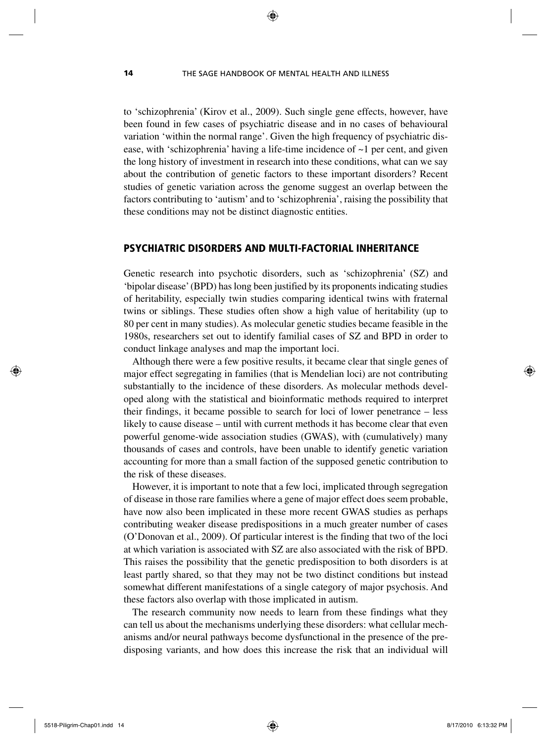to 'schizophrenia' (Kirov et al., 2009). Such single gene effects, however, have been found in few cases of psychiatric disease and in no cases of behavioural variation 'within the normal range'. Given the high frequency of psychiatric disease, with 'schizophrenia' having a life-time incidence of ~1 per cent, and given the long history of investment in research into these conditions, what can we say about the contribution of genetic factors to these important disorders? Recent studies of genetic variation across the genome suggest an overlap between the factors contributing to 'autism' and to 'schizophrenia', raising the possibility that these conditions may not be distinct diagnostic entities.

## PSYCHIATRIC DISORDERS AND MULTI-FACTORIAL INHERITANCE

Genetic research into psychotic disorders, such as 'schizophrenia' (SZ) and 'bipolar disease' (BPD) has long been justified by its proponents indicating studies of heritability, especially twin studies comparing identical twins with fraternal twins or siblings. These studies often show a high value of heritability (up to 80 per cent in many studies). As molecular genetic studies became feasible in the 1980s, researchers set out to identify familial cases of SZ and BPD in order to conduct linkage analyses and map the important loci.

Although there were a few positive results, it became clear that single genes of major effect segregating in families (that is Mendelian loci) are not contributing substantially to the incidence of these disorders. As molecular methods developed along with the statistical and bioinformatic methods required to interpret their findings, it became possible to search for loci of lower penetrance – less likely to cause disease – until with current methods it has become clear that even powerful genome-wide association studies (GWAS), with (cumulatively) many thousands of cases and controls, have been unable to identify genetic variation accounting for more than a small faction of the supposed genetic contribution to the risk of these diseases.

However, it is important to note that a few loci, implicated through segregation of disease in those rare families where a gene of major effect does seem probable, have now also been implicated in these more recent GWAS studies as perhaps contributing weaker disease predispositions in a much greater number of cases (O'Donovan et al., 2009). Of particular interest is the finding that two of the loci at which variation is associated with SZ are also associated with the risk of BPD. This raises the possibility that the genetic predisposition to both disorders is at least partly shared, so that they may not be two distinct conditions but instead somewhat different manifestations of a single category of major psychosis. And these factors also overlap with those implicated in autism.

The research community now needs to learn from these findings what they can tell us about the mechanisms underlying these disorders: what cellular mechanisms and/or neural pathways become dysfunctional in the presence of the predisposing variants, and how does this increase the risk that an individual will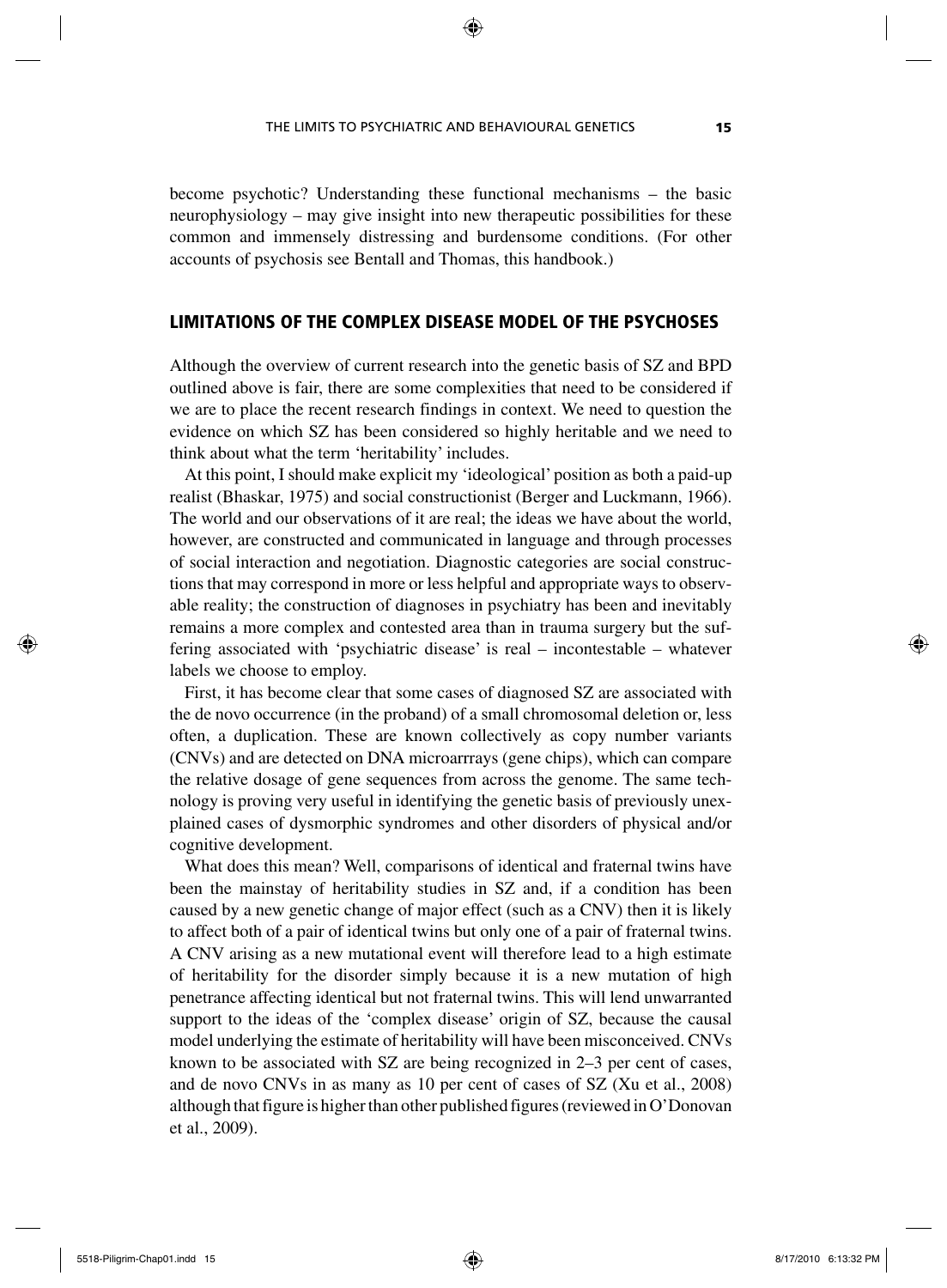become psychotic? Understanding these functional mechanisms – the basic neurophysiology – may give insight into new therapeutic possibilities for these common and immensely distressing and burdensome conditions. (For other accounts of psychosis see Bentall and Thomas, this handbook.)

## LIMITATIONS OF THE COMPLEX DISEASE MODEL OF THE PSYCHOSES

Although the overview of current research into the genetic basis of SZ and BPD outlined above is fair, there are some complexities that need to be considered if we are to place the recent research findings in context. We need to question the evidence on which SZ has been considered so highly heritable and we need to think about what the term 'heritability' includes.

At this point, I should make explicit my 'ideological' position as both a paid-up realist (Bhaskar, 1975) and social constructionist (Berger and Luckmann, 1966). The world and our observations of it are real; the ideas we have about the world, however, are constructed and communicated in language and through processes of social interaction and negotiation. Diagnostic categories are social constructions that may correspond in more or less helpful and appropriate ways to observable reality; the construction of diagnoses in psychiatry has been and inevitably remains a more complex and contested area than in trauma surgery but the suffering associated with 'psychiatric disease' is real – incontestable – whatever labels we choose to employ.

First, it has become clear that some cases of diagnosed SZ are associated with the de novo occurrence (in the proband) of a small chromosomal deletion or, less often, a duplication. These are known collectively as copy number variants (CNVs) and are detected on DNA microarrrays (gene chips), which can compare the relative dosage of gene sequences from across the genome. The same technology is proving very useful in identifying the genetic basis of previously unexplained cases of dysmorphic syndromes and other disorders of physical and/or cognitive development.

What does this mean? Well, comparisons of identical and fraternal twins have been the mainstay of heritability studies in SZ and, if a condition has been caused by a new genetic change of major effect (such as a CNV) then it is likely to affect both of a pair of identical twins but only one of a pair of fraternal twins. A CNV arising as a new mutational event will therefore lead to a high estimate of heritability for the disorder simply because it is a new mutation of high penetrance affecting identical but not fraternal twins. This will lend unwarranted support to the ideas of the 'complex disease' origin of SZ, because the causal model underlying the estimate of heritability will have been misconceived. CNVs known to be associated with SZ are being recognized in 2–3 per cent of cases, and de novo CNVs in as many as 10 per cent of cases of SZ (Xu et al., 2008) although that figure is higher than other published figures (reviewed in O'Donovan et al., 2009).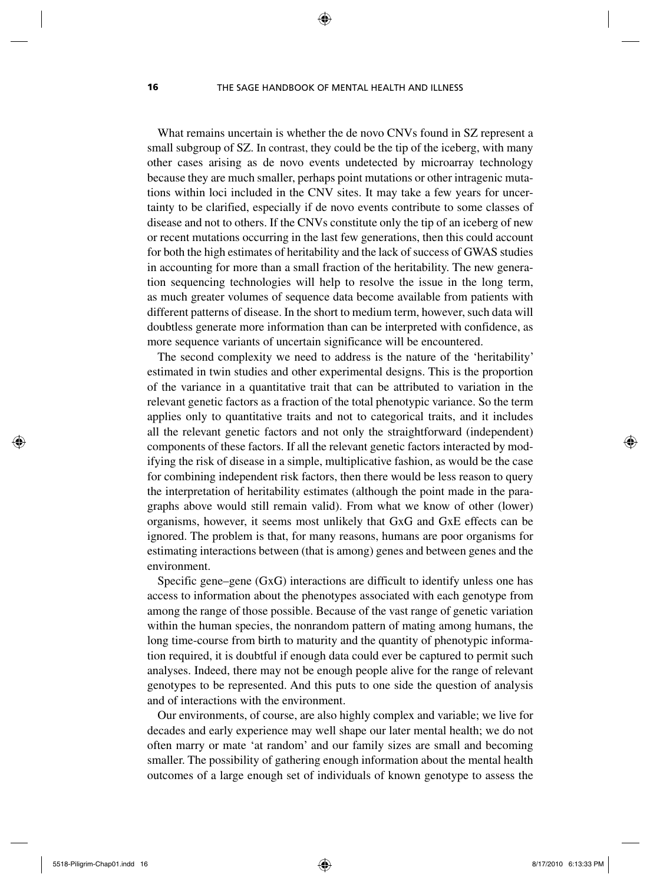What remains uncertain is whether the de novo CNVs found in SZ represent a small subgroup of SZ. In contrast, they could be the tip of the iceberg, with many other cases arising as de novo events undetected by microarray technology because they are much smaller, perhaps point mutations or other intragenic mutations within loci included in the CNV sites. It may take a few years for uncertainty to be clarified, especially if de novo events contribute to some classes of disease and not to others. If the CNVs constitute only the tip of an iceberg of new or recent mutations occurring in the last few generations, then this could account for both the high estimates of heritability and the lack of success of GWAS studies in accounting for more than a small fraction of the heritability. The new generation sequencing technologies will help to resolve the issue in the long term, as much greater volumes of sequence data become available from patients with different patterns of disease. In the short to medium term, however, such data will doubtless generate more information than can be interpreted with confidence, as more sequence variants of uncertain significance will be encountered.

The second complexity we need to address is the nature of the 'heritability' estimated in twin studies and other experimental designs. This is the proportion of the variance in a quantitative trait that can be attributed to variation in the relevant genetic factors as a fraction of the total phenotypic variance. So the term applies only to quantitative traits and not to categorical traits, and it includes all the relevant genetic factors and not only the straightforward (independent) components of these factors. If all the relevant genetic factors interacted by modifying the risk of disease in a simple, multiplicative fashion, as would be the case for combining independent risk factors, then there would be less reason to query the interpretation of heritability estimates (although the point made in the paragraphs above would still remain valid). From what we know of other (lower) organisms, however, it seems most unlikely that GxG and GxE effects can be ignored. The problem is that, for many reasons, humans are poor organisms for estimating interactions between (that is among) genes and between genes and the environment.

Specific gene–gene (GxG) interactions are difficult to identify unless one has access to information about the phenotypes associated with each genotype from among the range of those possible. Because of the vast range of genetic variation within the human species, the nonrandom pattern of mating among humans, the long time-course from birth to maturity and the quantity of phenotypic information required, it is doubtful if enough data could ever be captured to permit such analyses. Indeed, there may not be enough people alive for the range of relevant genotypes to be represented. And this puts to one side the question of analysis and of interactions with the environment.

Our environments, of course, are also highly complex and variable; we live for decades and early experience may well shape our later mental health; we do not often marry or mate 'at random' and our family sizes are small and becoming smaller. The possibility of gathering enough information about the mental health outcomes of a large enough set of individuals of known genotype to assess the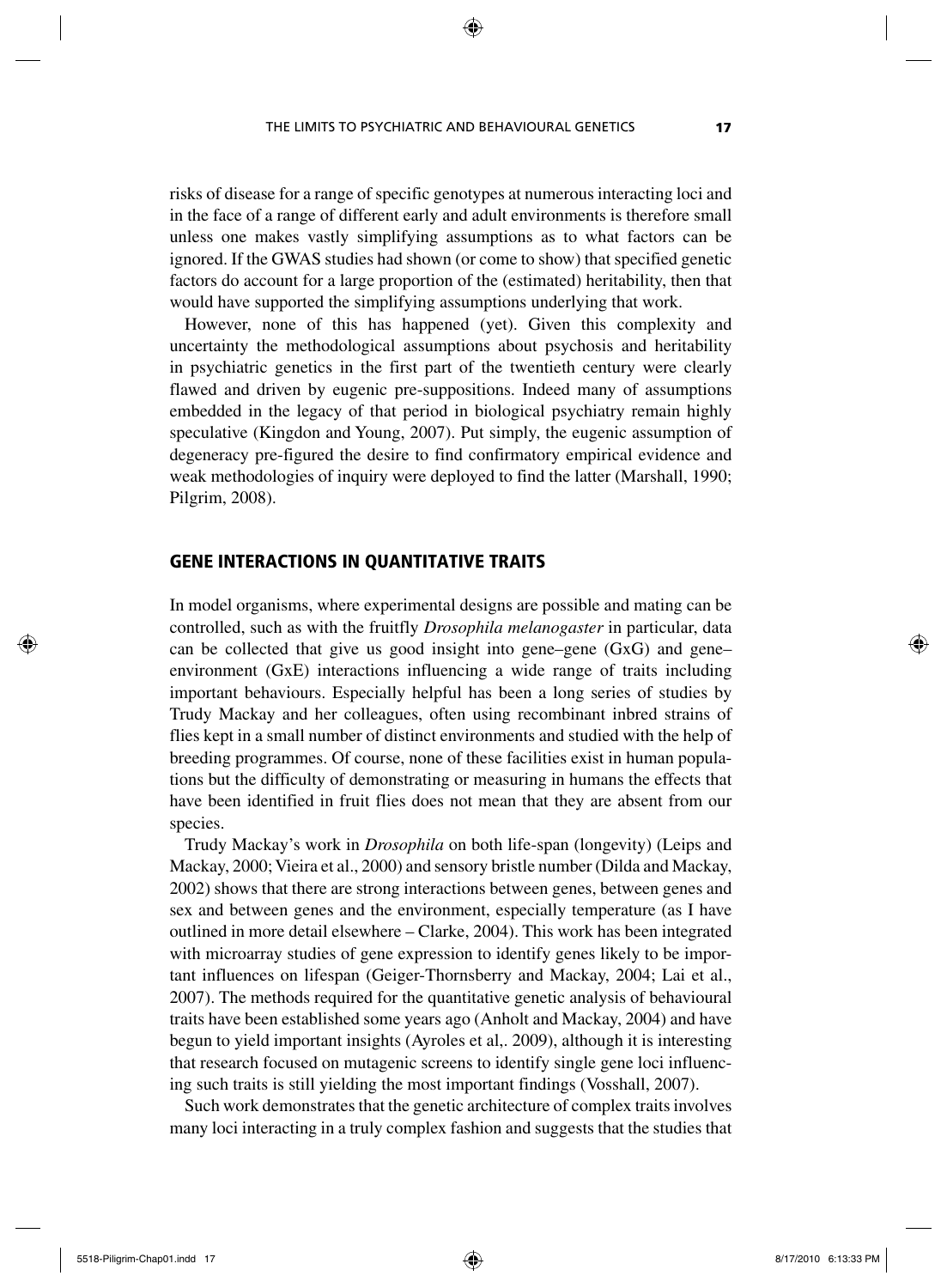risks of disease for a range of specific genotypes at numerous interacting loci and in the face of a range of different early and adult environments is therefore small unless one makes vastly simplifying assumptions as to what factors can be ignored. If the GWAS studies had shown (or come to show) that specified genetic factors do account for a large proportion of the (estimated) heritability, then that would have supported the simplifying assumptions underlying that work.

However, none of this has happened (yet). Given this complexity and uncertainty the methodological assumptions about psychosis and heritability in psychiatric genetics in the first part of the twentieth century were clearly flawed and driven by eugenic pre-suppositions. Indeed many of assumptions embedded in the legacy of that period in biological psychiatry remain highly speculative (Kingdon and Young, 2007). Put simply, the eugenic assumption of degeneracy pre-figured the desire to find confirmatory empirical evidence and weak methodologies of inquiry were deployed to find the latter (Marshall, 1990; Pilgrim, 2008).

## GENE INTERACTIONS IN QUANTITATIVE TRAITS

In model organisms, where experimental designs are possible and mating can be controlled, such as with the fruitfly *Drosophila melanogaster* in particular, data can be collected that give us good insight into gene–gene (GxG) and gene–environment (GxE) interactions influencing a wide range of traits including important behaviours. Especially helpful has been a long series of studies by Trudy Mackay and her colleagues, often using recombinant inbred strains of flies kept in a small number of distinct environments and studied with the help of breeding programmes. Of course, none of these facilities exist in human populations but the difficulty of demonstrating or measuring in humans the effects that have been identified in fruit flies does not mean that they are absent from our species.

Trudy Mackay's work in *Drosophila* on both life-span (longevity) (Leips and Mackay, 2000; Vieira et al., 2000) and sensory bristle number (Dilda and Mackay, 2002) shows that there are strong interactions between genes, between genes and sex and between genes and the environment, especially temperature (as I have outlined in more detail elsewhere – Clarke, 2004). This work has been integrated with microarray studies of gene expression to identify genes likely to be important influences on lifespan (Geiger-Thornsberry and Mackay, 2004; Lai et al., 2007). The methods required for the quantitative genetic analysis of behavioural traits have been established some years ago (Anholt and Mackay, 2004) and have begun to yield important insights (Ayroles et al,. 2009), although it is interesting that research focused on mutagenic screens to identify single gene loci influencing such traits is still yielding the most important findings (Vosshall, 2007).

Such work demonstrates that the genetic architecture of complex traits involves many loci interacting in a truly complex fashion and suggests that the studies that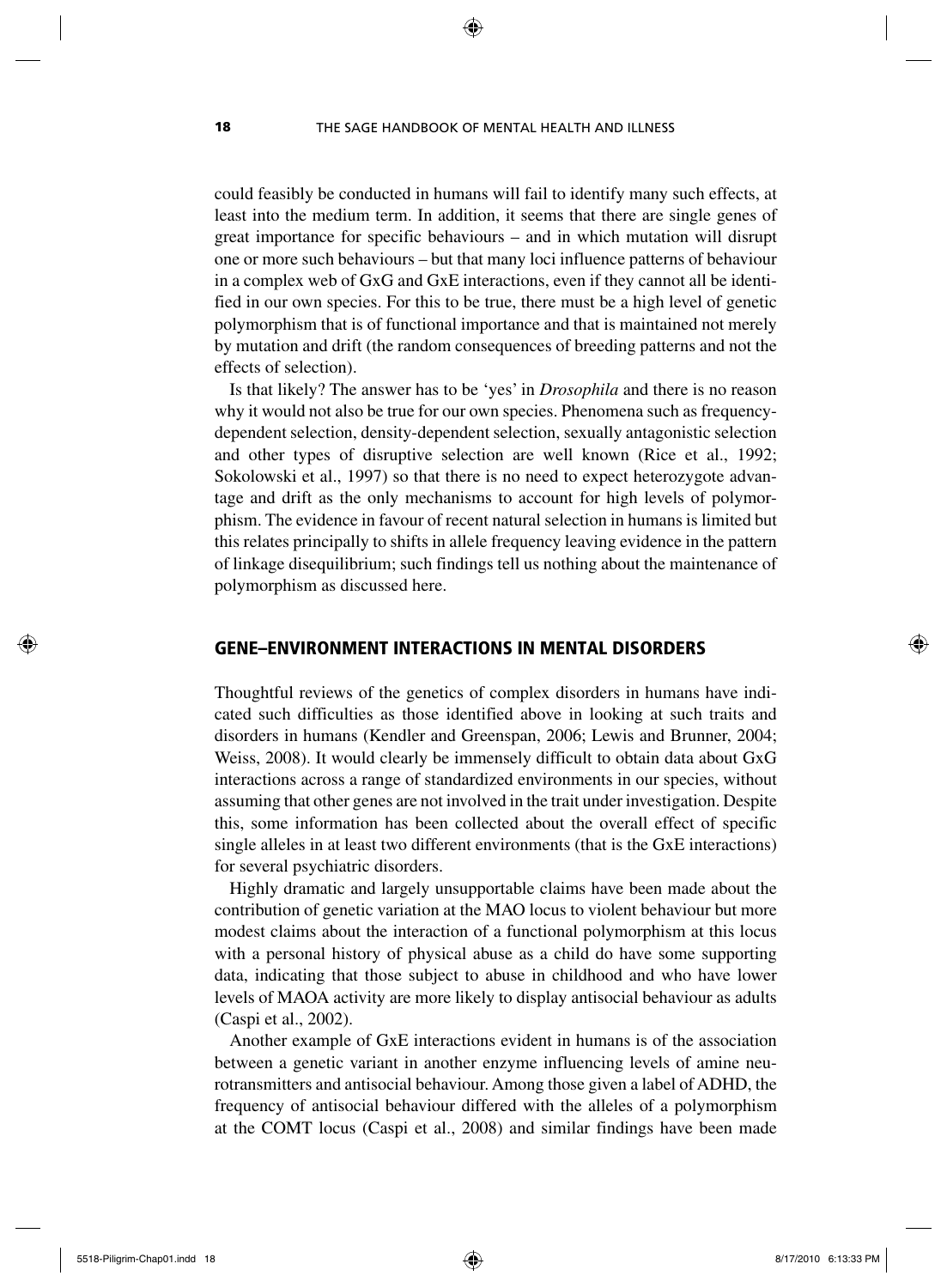could feasibly be conducted in humans will fail to identify many such effects, at least into the medium term. In addition, it seems that there are single genes of great importance for specific behaviours – and in which mutation will disrupt one or more such behaviours – but that many loci influence patterns of behaviour in a complex web of GxG and GxE interactions, even if they cannot all be identified in our own species. For this to be true, there must be a high level of genetic polymorphism that is of functional importance and that is maintained not merely by mutation and drift (the random consequences of breeding patterns and not the effects of selection).

Is that likely? The answer has to be 'yes' in *Drosophila* and there is no reason why it would not also be true for our own species. Phenomena such as frequency-dependent selection, density-dependent selection, sexually antagonistic selection and other types of disruptive selection are well known (Rice et al., 1992; Sokolowski et al., 1997) so that there is no need to expect heterozygote advantage and drift as the only mechanisms to account for high levels of polymorphism. The evidence in favour of recent natural selection in humans is limited but this relates principally to shifts in allele frequency leaving evidence in the pattern of linkage disequilibrium; such findings tell us nothing about the maintenance of polymorphism as discussed here.

## GENE–ENVIRONMENT INTERACTIONS IN MENTAL DISORDERS

Thoughtful reviews of the genetics of complex disorders in humans have indicated such difficulties as those identified above in looking at such traits and disorders in humans (Kendler and Greenspan, 2006; Lewis and Brunner, 2004; Weiss, 2008). It would clearly be immensely difficult to obtain data about GxG interactions across a range of standardized environments in our species, without assuming that other genes are not involved in the trait under investigation. Despite this, some information has been collected about the overall effect of specific single alleles in at least two different environments (that is the GxE interactions) for several psychiatric disorders.

Highly dramatic and largely unsupportable claims have been made about the contribution of genetic variation at the MAO locus to violent behaviour but more modest claims about the interaction of a functional polymorphism at this locus with a personal history of physical abuse as a child do have some supporting data, indicating that those subject to abuse in childhood and who have lower levels of MAOA activity are more likely to display antisocial behaviour as adults (Caspi et al., 2002).

Another example of GxE interactions evident in humans is of the association between a genetic variant in another enzyme influencing levels of amine neurotransmitters and antisocial behaviour. Among those given a label of ADHD, the frequency of antisocial behaviour differed with the alleles of a polymorphism at the COMT locus (Caspi et al., 2008) and similar findings have been made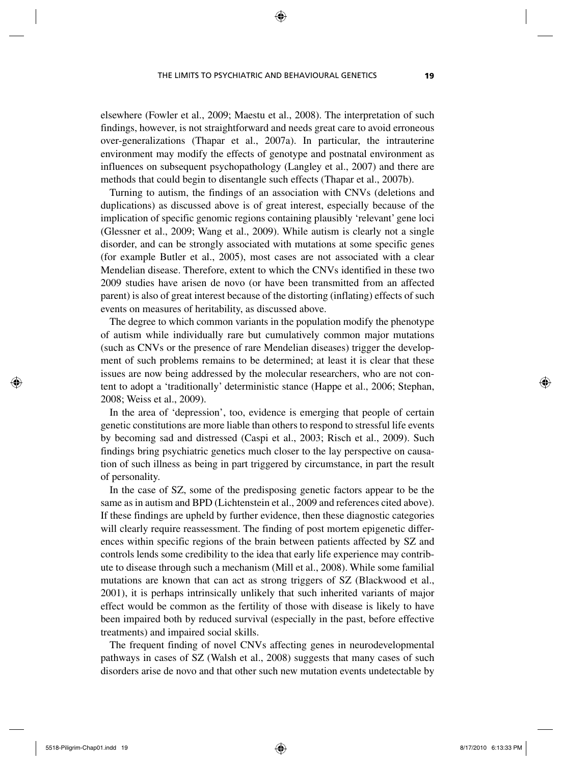elsewhere (Fowler et al., 2009; Maestu et al., 2008). The interpretation of such findings, however, is not straightforward and needs great care to avoid erroneous over-generalizations (Thapar et al., 2007a). In particular, the intrauterine environment may modify the effects of genotype and postnatal environment as influences on subsequent psychopathology (Langley et al., 2007) and there are methods that could begin to disentangle such effects (Thapar et al., 2007b).

Turning to autism, the findings of an association with CNVs (deletions and duplications) as discussed above is of great interest, especially because of the implication of specific genomic regions containing plausibly 'relevant' gene loci (Glessner et al., 2009; Wang et al., 2009). While autism is clearly not a single disorder, and can be strongly associated with mutations at some specific genes (for example Butler et al., 2005), most cases are not associated with a clear Mendelian disease. Therefore, extent to which the CNVs identified in these two 2009 studies have arisen de novo (or have been transmitted from an affected parent) is also of great interest because of the distorting (inflating) effects of such events on measures of heritability, as discussed above.

The degree to which common variants in the population modify the phenotype of autism while individually rare but cumulatively common major mutations (such as CNVs or the presence of rare Mendelian diseases) trigger the development of such problems remains to be determined; at least it is clear that these issues are now being addressed by the molecular researchers, who are not content to adopt a 'traditionally' deterministic stance (Happe et al., 2006; Stephan, 2008; Weiss et al., 2009).

In the area of 'depression', too, evidence is emerging that people of certain genetic constitutions are more liable than others to respond to stressful life events by becoming sad and distressed (Caspi et al., 2003; Risch et al., 2009). Such findings bring psychiatric genetics much closer to the lay perspective on causation of such illness as being in part triggered by circumstance, in part the result of personality.

In the case of SZ, some of the predisposing genetic factors appear to be the same as in autism and BPD (Lichtenstein et al., 2009 and references cited above). If these findings are upheld by further evidence, then these diagnostic categories will clearly require reassessment. The finding of post mortem epigenetic differences within specific regions of the brain between patients affected by SZ and controls lends some credibility to the idea that early life experience may contribute to disease through such a mechanism (Mill et al., 2008). While some familial mutations are known that can act as strong triggers of SZ (Blackwood et al., 2001), it is perhaps intrinsically unlikely that such inherited variants of major effect would be common as the fertility of those with disease is likely to have been impaired both by reduced survival (especially in the past, before effective treatments) and impaired social skills.

The frequent finding of novel CNVs affecting genes in neurodevelopmental pathways in cases of SZ (Walsh et al., 2008) suggests that many cases of such disorders arise de novo and that other such new mutation events undetectable by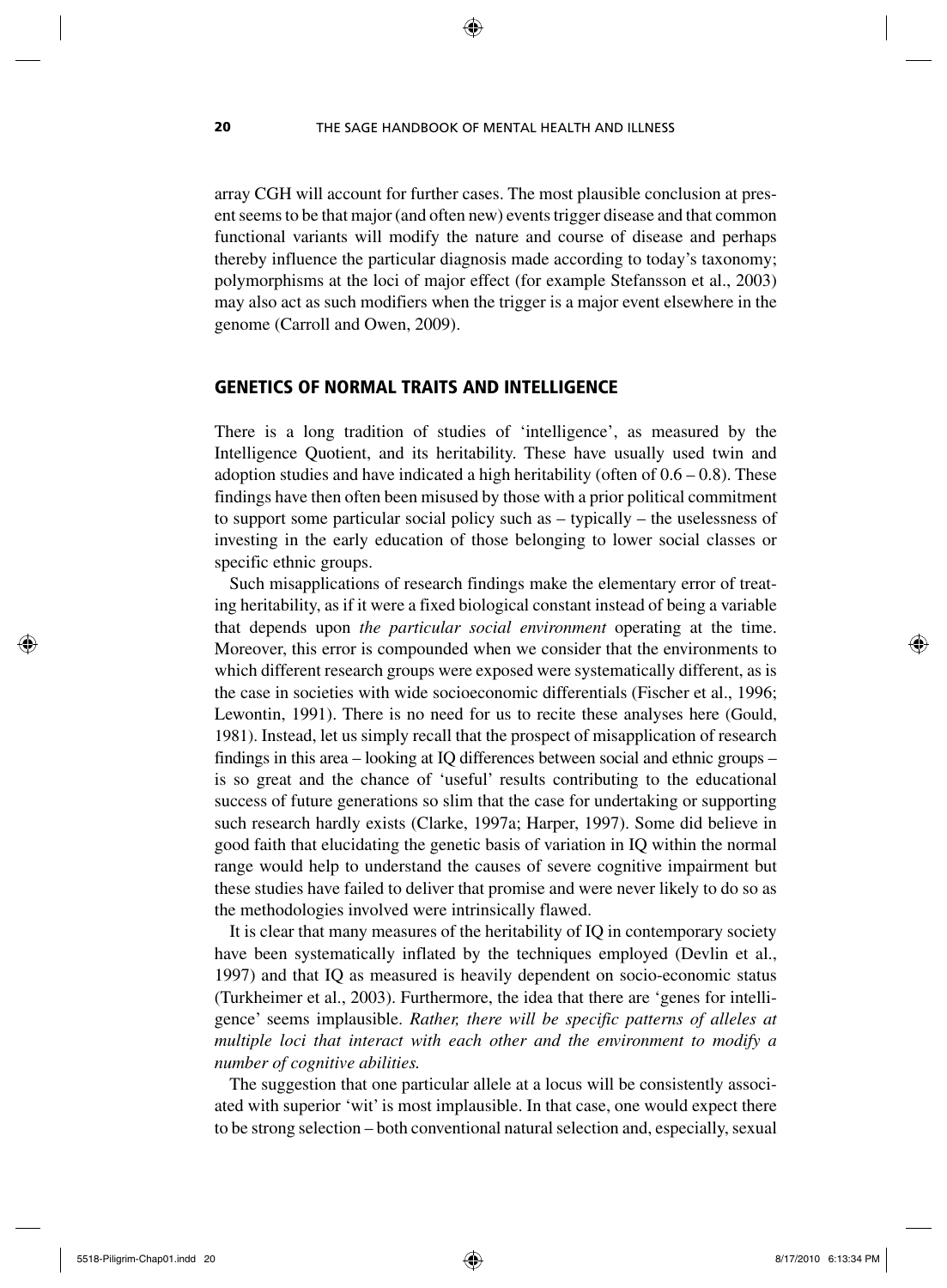array CGH will account for further cases. The most plausible conclusion at present seems to be that major (and often new) events trigger disease and that common functional variants will modify the nature and course of disease and perhaps thereby influence the particular diagnosis made according to today's taxonomy; polymorphisms at the loci of major effect (for example Stefansson et al., 2003) may also act as such modifiers when the trigger is a major event elsewhere in the genome (Carroll and Owen, 2009).

## GENETICS OF NORMAL TRAITS AND INTELLIGENCE

There is a long tradition of studies of 'intelligence', as measured by the Intelligence Quotient, and its heritability. These have usually used twin and adoption studies and have indicated a high heritability (often of 0.6 – 0.8). These findings have then often been misused by those with a prior political commitment to support some particular social policy such as – typically – the uselessness of investing in the early education of those belonging to lower social classes or specific ethnic groups.

Such misapplications of research findings make the elementary error of treating heritability, as if it were a fixed biological constant instead of being a variable that depends upon *the particular social environment* operating at the time. Moreover, this error is compounded when we consider that the environments to which different research groups were exposed were systematically different, as is the case in societies with wide socioeconomic differentials (Fischer et al., 1996; Lewontin, 1991). There is no need for us to recite these analyses here (Gould, 1981). Instead, let us simply recall that the prospect of misapplication of research findings in this area – looking at IQ differences between social and ethnic groups – is so great and the chance of 'useful' results contributing to the educational success of future generations so slim that the case for undertaking or supporting such research hardly exists (Clarke, 1997a; Harper, 1997). Some did believe in good faith that elucidating the genetic basis of variation in IQ within the normal range would help to understand the causes of severe cognitive impairment but these studies have failed to deliver that promise and were never likely to do so as the methodologies involved were intrinsically flawed.

It is clear that many measures of the heritability of IQ in contemporary society have been systematically inflated by the techniques employed (Devlin et al., 1997) and that IQ as measured is heavily dependent on socio-economic status (Turkheimer et al., 2003). Furthermore, the idea that there are 'genes for intelligence' seems implausible. *Rather, there will be specific patterns of alleles at multiple loci that interact with each other and the environment to modify a number of cognitive abilities.*

The suggestion that one particular allele at a locus will be consistently associated with superior 'wit' is most implausible. In that case, one would expect there to be strong selection – both conventional natural selection and, especially, sexual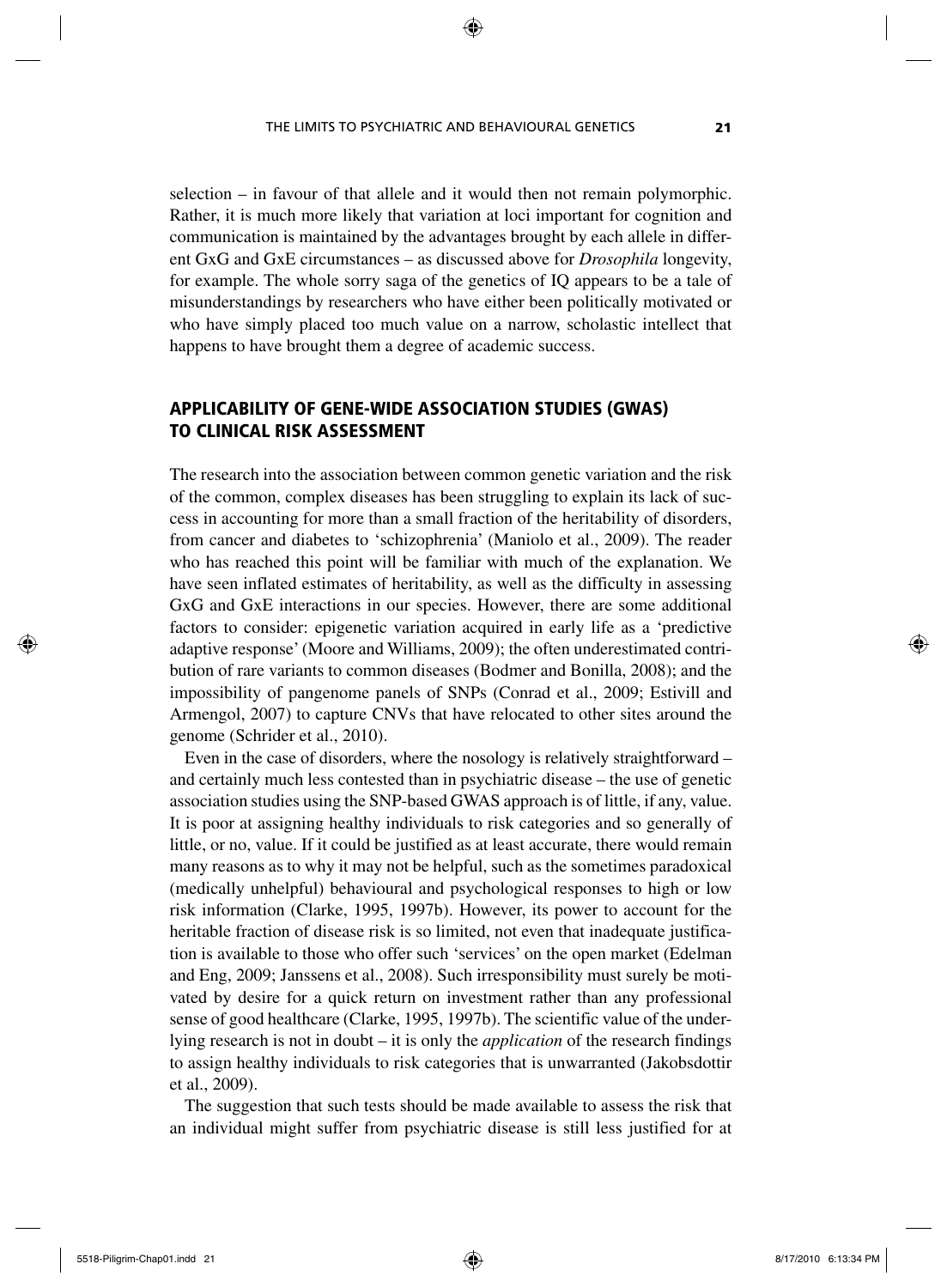selection – in favour of that allele and it would then not remain polymorphic. Rather, it is much more likely that variation at loci important for cognition and communication is maintained by the advantages brought by each allele in different GxG and GxE circumstances – as discussed above for *Drosophila* longevity, for example. The whole sorry saga of the genetics of IQ appears to be a tale of misunderstandings by researchers who have either been politically motivated or who have simply placed too much value on a narrow, scholastic intellect that happens to have brought them a degree of academic success.

## APPLICABILITY OF GENE-WIDE ASSOCIATION STUDIES (GWAS) TO CLINICAL RISK ASSESSMENT

The research into the association between common genetic variation and the risk of the common, complex diseases has been struggling to explain its lack of success in accounting for more than a small fraction of the heritability of disorders, from cancer and diabetes to 'schizophrenia' (Maniolo et al., 2009). The reader who has reached this point will be familiar with much of the explanation. We have seen inflated estimates of heritability, as well as the difficulty in assessing GxG and GxE interactions in our species. However, there are some additional factors to consider: epigenetic variation acquired in early life as a 'predictive adaptive response' (Moore and Williams, 2009); the often underestimated contribution of rare variants to common diseases (Bodmer and Bonilla, 2008); and the impossibility of pangenome panels of SNPs (Conrad et al., 2009; Estivill and Armengol, 2007) to capture CNVs that have relocated to other sites around the genome (Schrider et al., 2010).

Even in the case of disorders, where the nosology is relatively straightforward – and certainly much less contested than in psychiatric disease – the use of genetic association studies using the SNP-based GWAS approach is of little, if any, value. It is poor at assigning healthy individuals to risk categories and so generally of little, or no, value. If it could be justified as at least accurate, there would remain many reasons as to why it may not be helpful, such as the sometimes paradoxical (medically unhelpful) behavioural and psychological responses to high or low risk information (Clarke, 1995, 1997b). However, its power to account for the heritable fraction of disease risk is so limited, not even that inadequate justification is available to those who offer such 'services' on the open market (Edelman and Eng, 2009; Janssens et al., 2008). Such irresponsibility must surely be motivated by desire for a quick return on investment rather than any professional sense of good healthcare (Clarke, 1995, 1997b). The scientific value of the underlying research is not in doubt – it is only the *application* of the research findings to assign healthy individuals to risk categories that is unwarranted (Jakobsdottir et al., 2009).

The suggestion that such tests should be made available to assess the risk that an individual might suffer from psychiatric disease is still less justified for at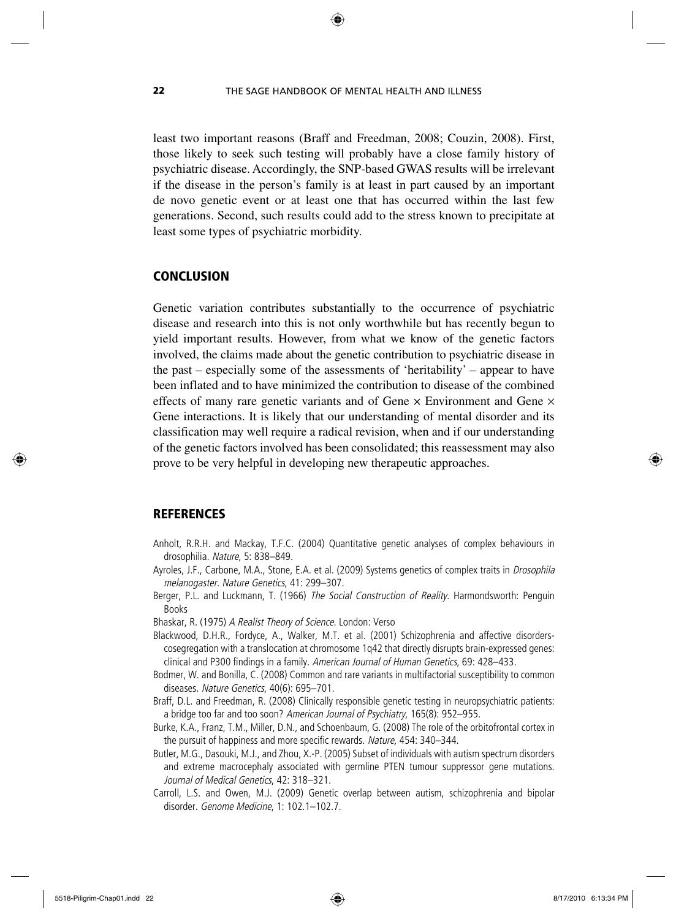least two important reasons (Braff and Freedman, 2008; Couzin, 2008). First, those likely to seek such testing will probably have a close family history of psychiatric disease. Accordingly, the SNP-based GWAS results will be irrelevant if the disease in the person's family is at least in part caused by an important de novo genetic event or at least one that has occurred within the last few generations. Second, such results could add to the stress known to precipitate at least some types of psychiatric morbidity.

## CONCLUSION

Genetic variation contributes substantially to the occurrence of psychiatric disease and research into this is not only worthwhile but has recently begun to yield important results. However, from what we know of the genetic factors involved, the claims made about the genetic contribution to psychiatric disease in the past – especially some of the assessments of 'heritability' – appear to have been inflated and to have minimized the contribution to disease of the combined effects of many rare genetic variants and of Gene × Environment and Gene × Gene interactions. It is likely that our understanding of mental disorder and its classification may well require a radical revision, when and if our understanding of the genetic factors involved has been consolidated; this reassessment may also prove to be very helpful in developing new therapeutic approaches.

## REFERENCES

Anholt, R.R.H. and Mackay, T.F.C. (2004) Quantitative genetic analyses of complex behaviours in drosophilia. *Nature*, 5: 838–849.

Ayroles, J.F., Carbone, M.A., Stone, E.A. et al. (2009) Systems genetics of complex traits in *Drosophila melanogaster*. *Nature Genetics*, 41: 299–307.

Berger, P.L. and Luckmann, T. (1966) *The Social Construction of Reality.* Harmondsworth: Penguin Books

Bhaskar, R. (1975) *A Realist Theory of Science.* London: Verso

Blackwood, D.H.R., Fordyce, A., Walker, M.T. et al. (2001) Schizophrenia and affective disorders-cosegregation with a translocation at chromosome 1q42 that directly disrupts brain-expressed genes: clinical and P300 findings in a family. *American Journal of Human Genetics*, 69: 428–433.

Bodmer, W. and Bonilla, C. (2008) Common and rare variants in multifactorial susceptibility to common diseases. *Nature Genetics*, 40(6): 695–701.

Braff, D.L. and Freedman, R. (2008) Clinically responsible genetic testing in neuropsychiatric patients: a bridge too far and too soon? *American Journal of Psychiatry*, 165(8): 952–955.

Burke, K.A., Franz, T.M., Miller, D.N., and Schoenbaum, G. (2008) The role of the orbitofrontal cortex in the pursuit of happiness and more specific rewards. *Nature*, 454: 340–344.

Butler, M.G., Dasouki, M.J., and Zhou, X.-P. (2005) Subset of individuals with autism spectrum disorders and extreme macrocephaly associated with germline PTEN tumour suppressor gene mutations. *Journal of Medical Genetics*, 42: 318–321.

Carroll, L.S. and Owen, M.J. (2009) Genetic overlap between autism, schizophrenia and bipolar disorder. *Genome Medicine*, 1: 102.1–102.7.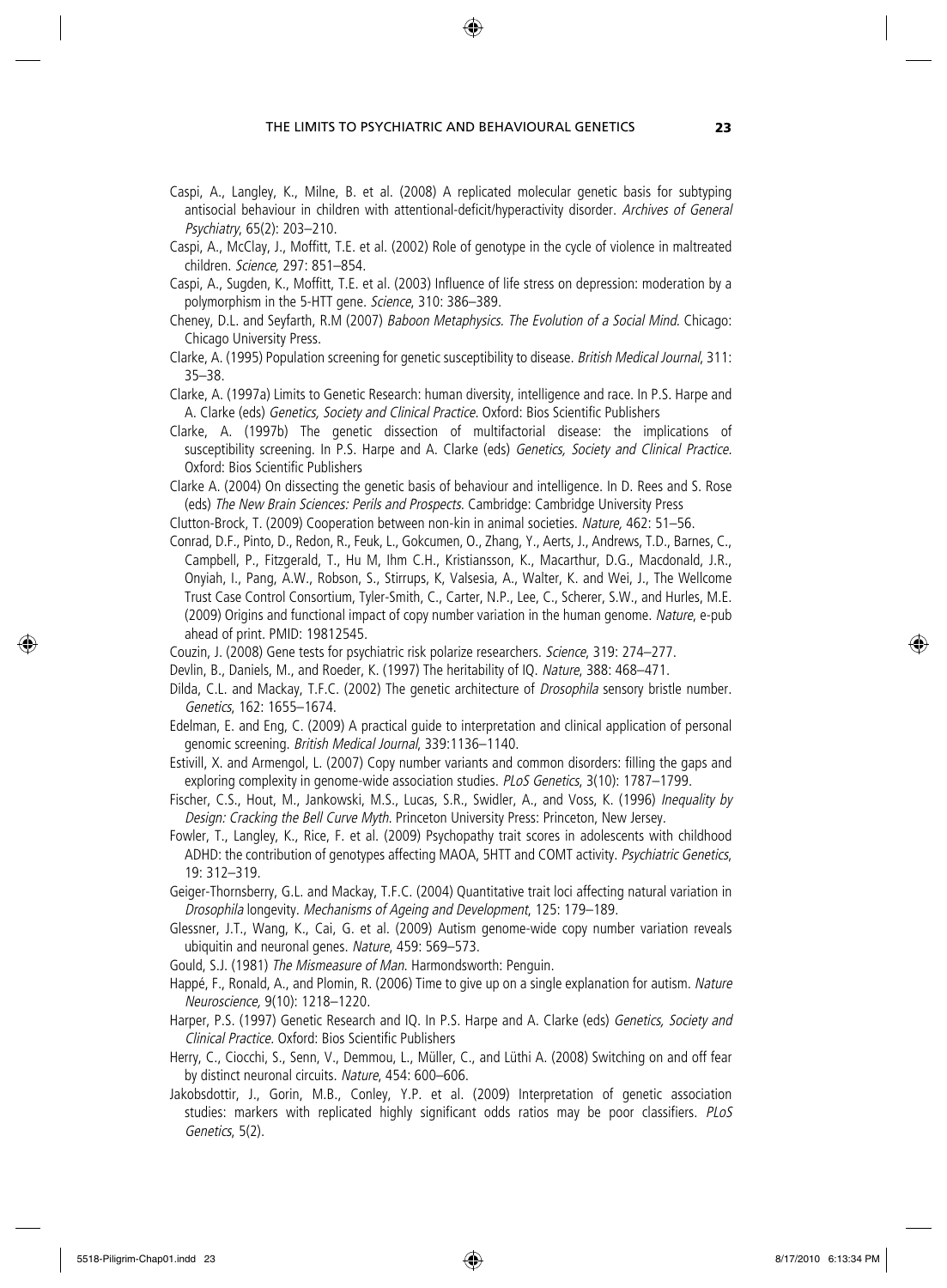Caspi, A., Langley, K., Milne, B. et al. (2008) A replicated molecular genetic basis for subtyping antisocial behaviour in children with attentional-deficit/hyperactivity disorder. *Archives of General Psychiatry*, 65(2): 203–210.

Caspi, A., McClay, J., Moffitt, T.E. et al. (2002) Role of genotype in the cycle of violence in maltreated children. *Science,* 297: 851–854.

Caspi, A., Sugden, K., Moffitt, T.E. et al. (2003) Influence of life stress on depression: moderation by a polymorphism in the 5-HTT gene. *Science*, 310: 386–389.

Cheney, D.L. and Seyfarth, R.M (2007) *Baboon Metaphysics. The Evolution of a Social Mind.* Chicago: Chicago University Press.

Clarke, A. (1995) Population screening for genetic susceptibility to disease. *British Medical Journal*, 311: 35–38.

Clarke, A. (1997a) Limits to Genetic Research: human diversity, intelligence and race. In P.S. Harpe and A. Clarke (eds) *Genetics, Society and Clinical Practice*. Oxford: Bios Scientific Publishers

Clarke, A. (1997b) The genetic dissection of multifactorial disease: the implications of susceptibility screening. In P.S. Harpe and A. Clarke (eds) *Genetics, Society and Clinical Practice.* Oxford: Bios Scientific Publishers

Clarke A. (2004) On dissecting the genetic basis of behaviour and intelligence. In D. Rees and S. Rose (eds) *The New Brain Sciences: Perils and Prospects.* Cambridge: Cambridge University Press

Clutton-Brock, T. (2009) Cooperation between non-kin in animal societies. *Nature,* 462: 51–56.

Conrad, D.F., Pinto, D., Redon, R., Feuk, L., Gokcumen, O., Zhang, Y., Aerts, J., Andrews, T.D., Barnes, C., Campbell, P., Fitzgerald, T., Hu M, Ihm C.H., Kristiansson, K., Macarthur, D.G., Macdonald, J.R., Onyiah, I., Pang, A.W., Robson, S., Stirrups, K, Valsesia, A., Walter, K. and Wei, J., The Wellcome Trust Case Control Consortium, Tyler-Smith, C., Carter, N.P., Lee, C., Scherer, S.W., and Hurles, M.E. (2009) Origins and functional impact of copy number variation in the human genome. *Nature*, e-pub ahead of print. PMID: 19812545.

Couzin, J. (2008) Gene tests for psychiatric risk polarize researchers. *Science*, 319: 274–277.

Devlin, B., Daniels, M., and Roeder, K. (1997) The heritability of IQ. *Nature*, 388: 468–471.

Dilda, C.L. and Mackay, T.F.C. (2002) The genetic architecture of *Drosophila* sensory bristle number. *Genetics*, 162: 1655–1674.

Edelman, E. and Eng, C. (2009) A practical guide to interpretation and clinical application of personal genomic screening. *British Medical Journal*, 339:1136–1140.

Estivill, X. and Armengol, L. (2007) Copy number variants and common disorders: filling the gaps and exploring complexity in genome-wide association studies. *PLoS Genetics*, 3(10): 1787–1799.

Fischer, C.S., Hout, M., Jankowski, M.S., Lucas, S.R., Swidler, A., and Voss, K. (1996) *Inequality by Design: Cracking the Bell Curve Myth*. Princeton University Press: Princeton, New Jersey.

Fowler, T., Langley, K., Rice, F. et al. (2009) Psychopathy trait scores in adolescents with childhood ADHD: the contribution of genotypes affecting MAOA, 5HTT and COMT activity. *Psychiatric Genetics*, 19: 312–319.

Geiger-Thornsberry, G.L. and Mackay, T.F.C. (2004) Quantitative trait loci affecting natural variation in *Drosophila* longevity. *Mechanisms of Ageing and Development*, 125: 179–189.

Glessner, J.T., Wang, K., Cai, G. et al. (2009) Autism genome-wide copy number variation reveals ubiquitin and neuronal genes. *Nature*, 459: 569–573.

Gould, S.J. (1981) *The Mismeasure of Man*. Harmondsworth: Penguin.

Happé, F., Ronald, A., and Plomin, R. (2006) Time to give up on a single explanation for autism. *Nature Neuroscience,* 9(10): 1218–1220.

Harper, P.S. (1997) Genetic Research and IQ. In P.S. Harpe and A. Clarke (eds) *Genetics, Society and Clinical Practice.* Oxford: Bios Scientific Publishers

Herry, C., Ciocchi, S., Senn, V., Demmou, L., Müller, C., and Lüthi A. (2008) Switching on and off fear by distinct neuronal circuits. *Nature*, 454: 600–606.

Jakobsdottir, J., Gorin, M.B., Conley, Y.P. et al. (2009) Interpretation of genetic association studies: markers with replicated highly significant odds ratios may be poor classifiers. *PLoS Genetics*, 5(2).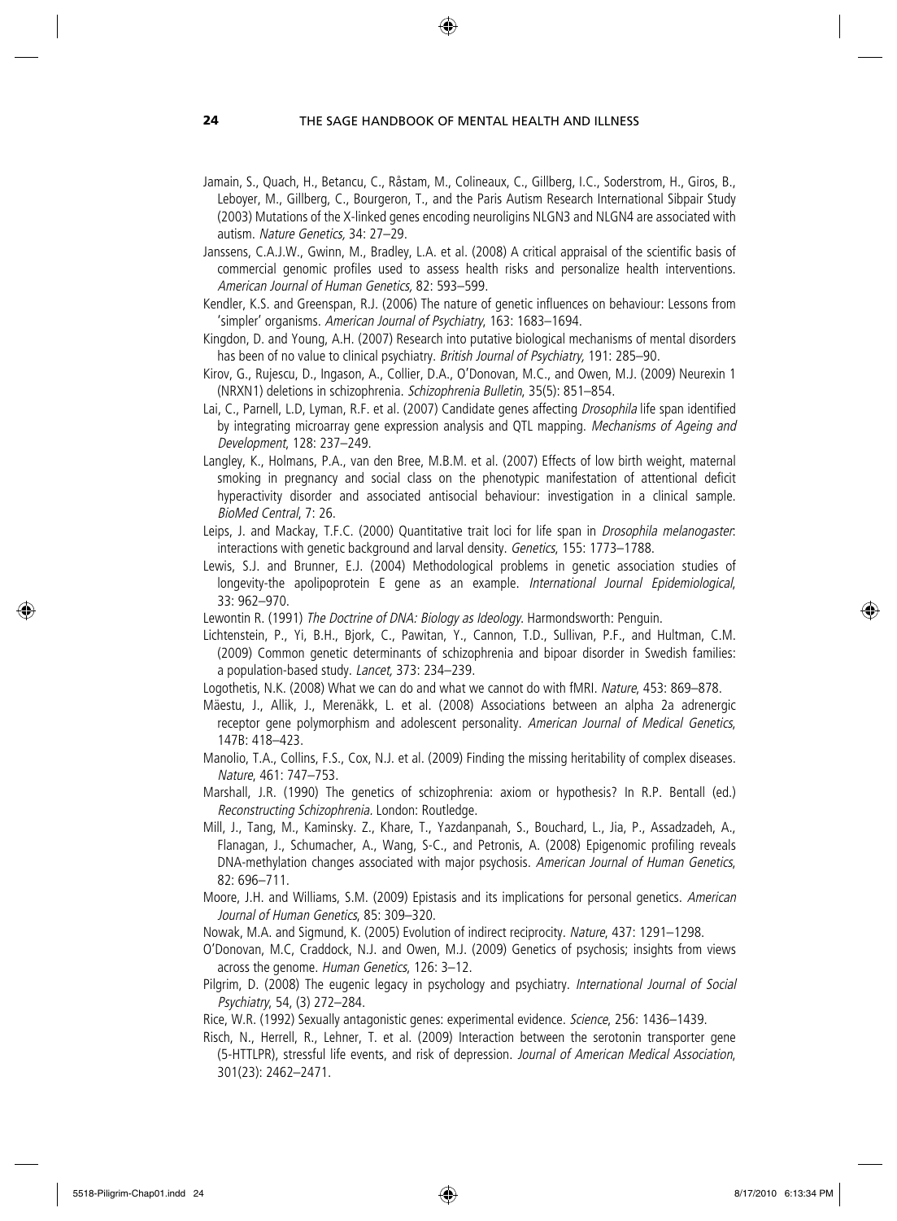Jamain, S., Quach, H., Betancu, C., Råstam, M., Colineaux, C., Gillberg, I.C., Soderstrom, H., Giros, B., Leboyer, M., Gillberg, C., Bourgeron, T., and the Paris Autism Research International Sibpair Study (2003) Mutations of the X-linked genes encoding neuroligins NLGN3 and NLGN4 are associated with autism. *Nature Genetics,* 34: 27–29.

Janssens, C.A.J.W., Gwinn, M., Bradley, L.A. et al. (2008) A critical appraisal of the scientific basis of commercial genomic profiles used to assess health risks and personalize health interventions. *American Journal of Human Genetics,* 82: 593–599.

Kendler, K.S. and Greenspan, R.J. (2006) The nature of genetic influences on behaviour: Lessons from 'simpler' organisms. *American Journal of Psychiatry*, 163: 1683–1694.

Kingdon, D. and Young, A.H. (2007) Research into putative biological mechanisms of mental disorders has been of no value to clinical psychiatry. *British Journal of Psychiatry,* 191: 285–90.

Kirov, G., Rujescu, D., Ingason, A., Collier, D.A., O'Donovan, M.C., and Owen, M.J. (2009) Neurexin 1 (NRXN1) deletions in schizophrenia. *Schizophrenia Bulletin*, 35(5): 851–854.

Lai, C., Parnell, L.D, Lyman, R.F. et al. (2007) Candidate genes affecting *Drosophila* life span identified by integrating microarray gene expression analysis and QTL mapping. *Mechanisms of Ageing and Development*, 128: 237–249.

Langley, K., Holmans, P.A., van den Bree, M.B.M. et al. (2007) Effects of low birth weight, maternal smoking in pregnancy and social class on the phenotypic manifestation of attentional deficit hyperactivity disorder and associated antisocial behaviour: investigation in a clinical sample. *BioMed Central*, 7: 26.

Leips, J. and Mackay, T.F.C. (2000) Quantitative trait loci for life span in *Drosophila melanogaster*: interactions with genetic background and larval density. *Genetics*, 155: 1773–1788.

Lewis, S.J. and Brunner, E.J. (2004) Methodological problems in genetic association studies of longevity-the apolipoprotein E gene as an example. *International Journal Epidemiological*, 33: 962–970.

Lewontin R. (1991) *The Doctrine of DNA: Biology as Ideology*. Harmondsworth: Penguin.

Lichtenstein, P., Yi, B.H., Bjork, C., Pawitan, Y., Cannon, T.D., Sullivan, P.F., and Hultman, C.M. (2009) Common genetic determinants of schizophrenia and bipoar disorder in Swedish families: a population-based study. *Lancet,* 373: 234–239.

Logothetis, N.K. (2008) What we can do and what we cannot do with fMRI. *Nature*, 453: 869–878.

Mäestu, J., Allik, J., Merenäkk, L. et al. (2008) Associations between an alpha 2a adrenergic receptor gene polymorphism and adolescent personality. *American Journal of Medical Genetics*, 147B: 418–423.

Manolio, T.A., Collins, F.S., Cox, N.J. et al. (2009) Finding the missing heritability of complex diseases. *Nature*, 461: 747–753.

Marshall, J.R. (1990) The genetics of schizophrenia: axiom or hypothesis? In R.P. Bentall (ed.) *Reconstructing Schizophrenia*. London: Routledge.

Mill, J., Tang, M., Kaminsky. Z., Khare, T., Yazdanpanah, S., Bouchard, L., Jia, P., Assadzadeh, A., Flanagan, J., Schumacher, A., Wang, S-C., and Petronis, A. (2008) Epigenomic profiling reveals DNA-methylation changes associated with major psychosis. *American Journal of Human Genetics*, 82: 696–711.

Moore, J.H. and Williams, S.M. (2009) Epistasis and its implications for personal genetics. *American Journal of Human Genetics*, 85: 309–320.

Nowak, M.A. and Sigmund, K. (2005) Evolution of indirect reciprocity. *Nature*, 437: 1291–1298.

O'Donovan, M.C, Craddock, N.J. and Owen, M.J. (2009) Genetics of psychosis; insights from views across the genome. *Human Genetics*, 126: 3–12.

Pilgrim, D. (2008) The eugenic legacy in psychology and psychiatry. *International Journal of Social Psychiatry*, 54, (3) 272–284.

Rice, W.R. (1992) Sexually antagonistic genes: experimental evidence. *Science*, 256: 1436–1439.

Risch, N., Herrell, R., Lehner, T. et al. (2009) Interaction between the serotonin transporter gene (5-HTTLPR), stressful life events, and risk of depression. *Journal of American Medical Association*, 301(23): 2462–2471.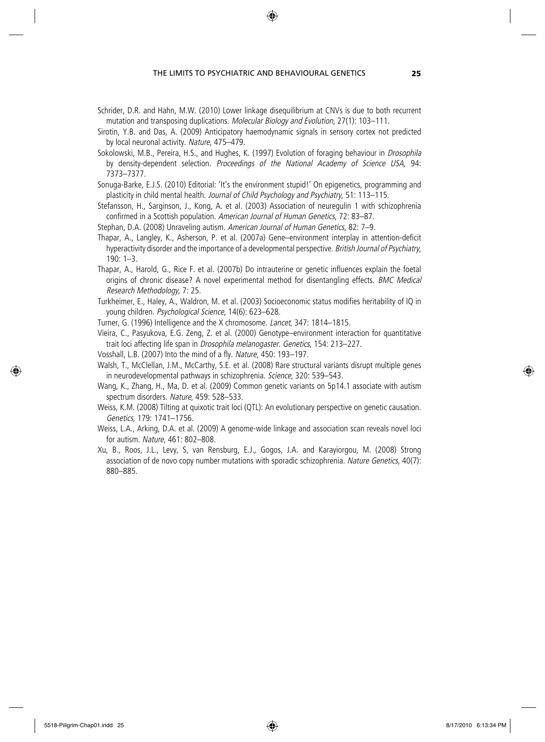Schrider, D.R. and Hahn, M.W. (2010) Lower linkage disequilibrium at CNVs is due to both recurrent mutation and transposing duplications. *Molecular Biology and Evolution*, 27(1): 103–111.

Sirotin, Y.B. and Das, A. (2009) Anticipatory haemodynamic signals in sensory cortex not predicted by local neuronal activity. *Nature*, 475–479.

Sokolowski, M.B., Pereira, H.S., and Hughes, K. (1997) Evolution of foraging behaviour in *Drosophila* by density-dependent selection. *Proceedings of the National Academy of Science USA,* 94: 7373–7377.

Sonuga-Barke, E.J.S. (2010) Editorial: 'It's the environment stupid!' On epigenetics, programming and plasticity in child mental health. *Journal of Child Psychology and Psychiatry*, 51: 113–115.

Stefansson, H., Sarginson, J., Kong, A. et al. (2003) Association of neuregulin 1 with schizophrenia confirmed in a Scottish population. *American Journal of Human Genetics*, 72: 83–87.

Stephan, D.A. (2008) Unraveling autism. *American Journal of Human Genetics*, 82: 7–9.

Thapar, A., Langley, K., Asherson, P. et al. (2007a) Gene–environment interplay in attention-deficit hyperactivity disorder and the importance of a developmental perspective. *British Journal of Psychiatry*, 190: 1–3.

Thapar, A., Harold, G., Rice F. et al. (2007b) Do intrauterine or genetic influences explain the foetal origins of chronic disease? A novel experimental method for disentangling effects. *BMC Medical Research Methodology,* 7: 25.

Turkheimer, E., Haley, A., Waldron, M. et al. (2003) Socioeconomic status modifies heritability of IQ in young children. *Psychological Science*, 14(6): 623–628.

Turner, G. (1996) Intelligence and the X chromosome. *Lancet*, 347: 1814–1815.

Vieira, C., Pasyukova, E.G. Zeng, Z. et al. (2000) Genotype–environment interaction for quantitative trait loci affecting life span in *Drosophila melanogaster*. *Genetics*, 154: 213–227.

Vosshall, L.B. (2007) Into the mind of a fly. *Nature*, 450: 193–197.

Walsh, T., McClellan, J.M., McCarthy, S.E. et al. (2008) Rare structural variants disrupt multiple genes in neurodevelopmental pathways in schizophrenia. *Science*, 320: 539–543.

Wang, K., Zhang, H., Ma, D. et al. (2009) Common genetic variants on 5p14.1 associate with autism spectrum disorders. *Nature*, 459: 528–533.

Weiss, K.M. (2008) Tilting at quixotic trait loci (QTL): An evolutionary perspective on genetic causation. *Genetics,* 179: 1741–1756.

Weiss, L.A., Arking, D.A. et al. (2009) A genome-wide linkage and association scan reveals novel loci for autism. *Nature*, 461: 802–808.

Xu, B., Roos, J.L., Levy, S, van Rensburg, E.J., Gogos, J.A. and Karayiorgou, M. (2008) Strong association of de novo copy number mutations with sporadic schizophrenia. *Nature Genetics*, 40(7): 880–885.